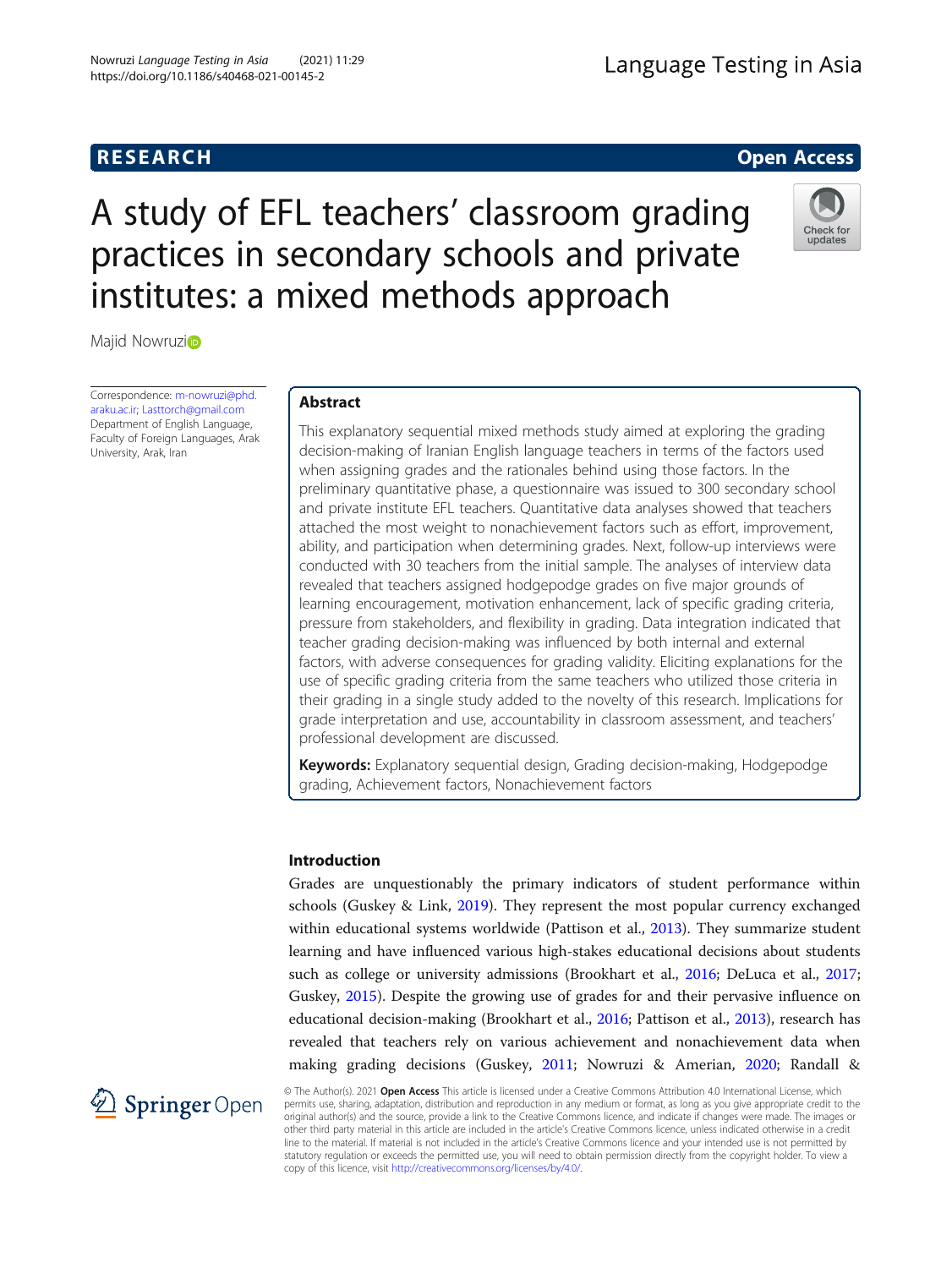RESEARCH Open Access

# A study of EFL teachers' classroom grading practices in secondary schools and private institutes: a mixed methods approach

Majid Nowruzi

Correspondence: m-nowruzi@phd.araku.ac.ir; Lasttorch@gmail.com
Department of English Language, Faculty of Foreign Languages, Arak University, Arak, Iran

## Abstract

This explanatory sequential mixed methods study aimed at exploring the grading decision-making of Iranian English language teachers in terms of the factors used when assigning grades and the rationales behind using those factors. In the preliminary quantitative phase, a questionnaire was issued to 300 secondary school and private institute EFL teachers. Quantitative data analyses showed that teachers attached the most weight to nonachievement factors such as effort, improvement, ability, and participation when determining grades. Next, follow-up interviews were conducted with 30 teachers from the initial sample. The analyses of interview data revealed that teachers assigned hodgepodge grades on five major grounds of learning encouragement, motivation enhancement, lack of specific grading criteria, pressure from stakeholders, and flexibility in grading. Data integration indicated that teacher grading decision-making was influenced by both internal and external factors, with adverse consequences for grading validity. Eliciting explanations for the use of specific grading criteria from the same teachers who utilized those criteria in their grading in a single study added to the novelty of this research. Implications for grade interpretation and use, accountability in classroom assessment, and teachers' professional development are discussed.

**Keywords:** Explanatory sequential design, Grading decision-making, Hodgepodge grading, Achievement factors, Nonachievement factors

## Introduction

Grades are unquestionably the primary indicators of student performance within schools (Guskey & Link, 2019). They represent the most popular currency exchanged within educational systems worldwide (Pattison et al., 2013). They summarize student learning and have influenced various high-stakes educational decisions about students such as college or university admissions (Brookhart et al., 2016; DeLuca et al., 2017; Guskey, 2015). Despite the growing use of grades for and their pervasive influence on educational decision-making (Brookhart et al., 2016; Pattison et al., 2013), research has revealed that teachers rely on various achievement and nonachievement data when making grading decisions (Guskey, 2011; Nowruzi & Amerian, 2020; Randall &

© The Author(s). 2021 **Open Access** This article is licensed under a Creative Commons Attribution 4.0 International License, which permits use, sharing, adaptation, distribution and reproduction in any medium or format, as long as you give appropriate credit to the original author(s) and the source, provide a link to the Creative Commons licence, and indicate if changes were made. The images or other third party material in this article are included in the article's Creative Commons licence, unless indicated otherwise in a credit line to the material. If material is not included in the article's Creative Commons licence and your intended use is not permitted by statutory regulation or exceeds the permitted use, you will need to obtain permission directly from the copyright holder. To view a copy of this licence, visit http://creativecommons.org/licenses/by/4.0/.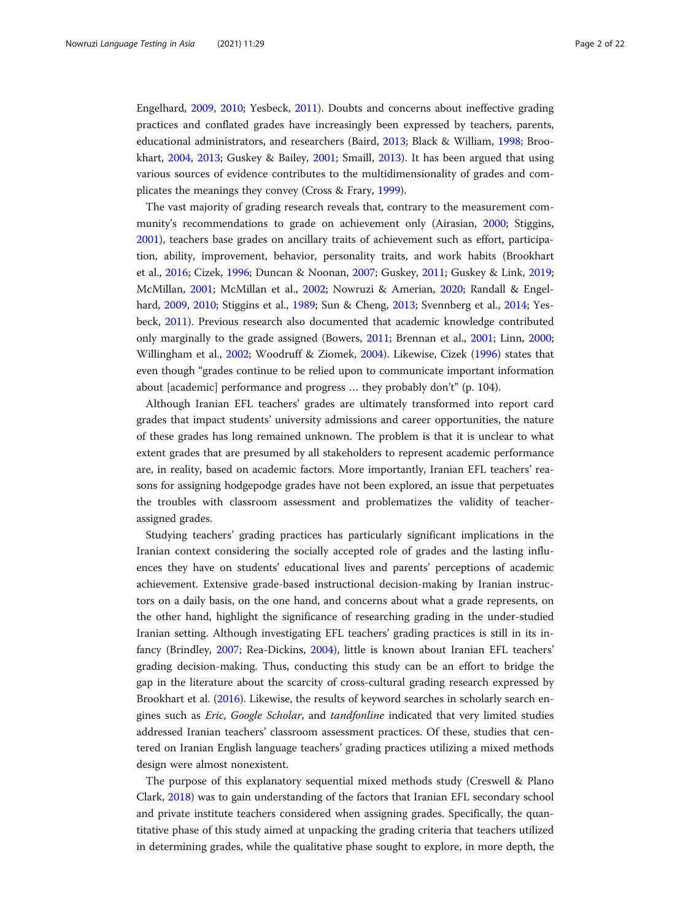Engelhard, 2009, 2010; Yesbeck, 2011). Doubts and concerns about ineffective grading practices and conflated grades have increasingly been expressed by teachers, parents, educational administrators, and researchers (Baird, 2013; Black & William, 1998; Brookhart, 2004, 2013; Guskey & Bailey, 2001; Smaill, 2013). It has been argued that using various sources of evidence contributes to the multidimensionality of grades and complicates the meanings they convey (Cross & Frary, 1999).

The vast majority of grading research reveals that, contrary to the measurement community's recommendations to grade on achievement only (Airasian, 2000; Stiggins, 2001), teachers base grades on ancillary traits of achievement such as effort, participation, ability, improvement, behavior, personality traits, and work habits (Brookhart et al., 2016; Cizek, 1996; Duncan & Noonan, 2007; Guskey, 2011; Guskey & Link, 2019; McMillan, 2001; McMillan et al., 2002; Nowruzi & Amerian, 2020; Randall & Engelhard, 2009, 2010; Stiggins et al., 1989; Sun & Cheng, 2013; Svennberg et al., 2014; Yesbeck, 2011). Previous research also documented that academic knowledge contributed only marginally to the grade assigned (Bowers, 2011; Brennan et al., 2001; Linn, 2000; Willingham et al., 2002; Woodruff & Ziomek, 2004). Likewise, Cizek (1996) states that even though "grades continue to be relied upon to communicate important information about [academic] performance and progress … they probably don't" (p. 104).

Although Iranian EFL teachers' grades are ultimately transformed into report card grades that impact students' university admissions and career opportunities, the nature of these grades has long remained unknown. The problem is that it is unclear to what extent grades that are presumed by all stakeholders to represent academic performance are, in reality, based on academic factors. More importantly, Iranian EFL teachers' reasons for assigning hodgepodge grades have not been explored, an issue that perpetuates the troubles with classroom assessment and problematizes the validity of teacher-assigned grades.

Studying teachers' grading practices has particularly significant implications in the Iranian context considering the socially accepted role of grades and the lasting influences they have on students' educational lives and parents' perceptions of academic achievement. Extensive grade-based instructional decision-making by Iranian instructors on a daily basis, on the one hand, and concerns about what a grade represents, on the other hand, highlight the significance of researching grading in the under-studied Iranian setting. Although investigating EFL teachers' grading practices is still in its infancy (Brindley, 2007; Rea-Dickins, 2004), little is known about Iranian EFL teachers' grading decision-making. Thus, conducting this study can be an effort to bridge the gap in the literature about the scarcity of cross-cultural grading research expressed by Brookhart et al. (2016). Likewise, the results of keyword searches in scholarly search engines such as *Eric*, *Google Scholar*, and *tandfonline* indicated that very limited studies addressed Iranian teachers' classroom assessment practices. Of these, studies that centered on Iranian English language teachers' grading practices utilizing a mixed methods design were almost nonexistent.

The purpose of this explanatory sequential mixed methods study (Creswell & Plano Clark, 2018) was to gain understanding of the factors that Iranian EFL secondary school and private institute teachers considered when assigning grades. Specifically, the quantitative phase of this study aimed at unpacking the grading criteria that teachers utilized in determining grades, while the qualitative phase sought to explore, in more depth, the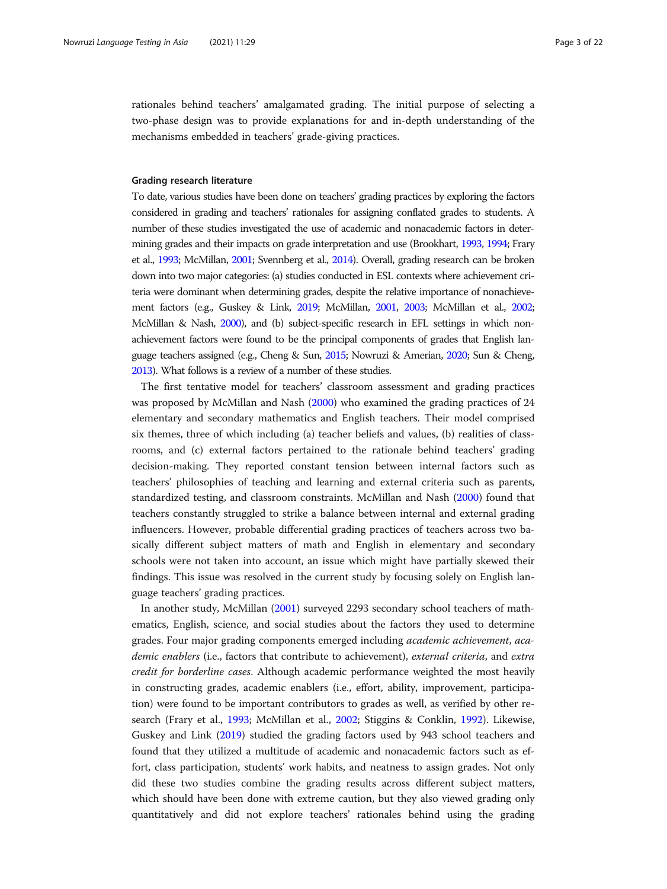rationales behind teachers' amalgamated grading. The initial purpose of selecting a two-phase design was to provide explanations for and in-depth understanding of the mechanisms embedded in teachers' grade-giving practices.

### Grading research literature

To date, various studies have been done on teachers' grading practices by exploring the factors considered in grading and teachers' rationales for assigning conflated grades to students. A number of these studies investigated the use of academic and nonacademic factors in determining grades and their impacts on grade interpretation and use (Brookhart, 1993, 1994; Frary et al., 1993; McMillan, 2001; Svennberg et al., 2014). Overall, grading research can be broken down into two major categories: (a) studies conducted in ESL contexts where achievement criteria were dominant when determining grades, despite the relative importance of nonachievement factors (e.g., Guskey & Link, 2019; McMillan, 2001, 2003; McMillan et al., 2002; McMillan & Nash, 2000), and (b) subject-specific research in EFL settings in which non-achievement factors were found to be the principal components of grades that English language teachers assigned (e.g., Cheng & Sun, 2015; Nowruzi & Amerian, 2020; Sun & Cheng, 2013). What follows is a review of a number of these studies.

The first tentative model for teachers' classroom assessment and grading practices was proposed by McMillan and Nash (2000) who examined the grading practices of 24 elementary and secondary mathematics and English teachers. Their model comprised six themes, three of which including (a) teacher beliefs and values, (b) realities of classrooms, and (c) external factors pertained to the rationale behind teachers' grading decision-making. They reported constant tension between internal factors such as teachers' philosophies of teaching and learning and external criteria such as parents, standardized testing, and classroom constraints. McMillan and Nash (2000) found that teachers constantly struggled to strike a balance between internal and external grading influencers. However, probable differential grading practices of teachers across two basically different subject matters of math and English in elementary and secondary schools were not taken into account, an issue which might have partially skewed their findings. This issue was resolved in the current study by focusing solely on English language teachers' grading practices.

In another study, McMillan (2001) surveyed 2293 secondary school teachers of mathematics, English, science, and social studies about the factors they used to determine grades. Four major grading components emerged including *academic achievement*, *academic enablers* (i.e., factors that contribute to achievement), *external criteria*, and *extra credit for borderline cases*. Although academic performance weighted the most heavily in constructing grades, academic enablers (i.e., effort, ability, improvement, participation) were found to be important contributors to grades as well, as verified by other research (Frary et al., 1993; McMillan et al., 2002; Stiggins & Conklin, 1992). Likewise, Guskey and Link (2019) studied the grading factors used by 943 school teachers and found that they utilized a multitude of academic and nonacademic factors such as effort, class participation, students' work habits, and neatness to assign grades. Not only did these two studies combine the grading results across different subject matters, which should have been done with extreme caution, but they also viewed grading only quantitatively and did not explore teachers' rationales behind using the grading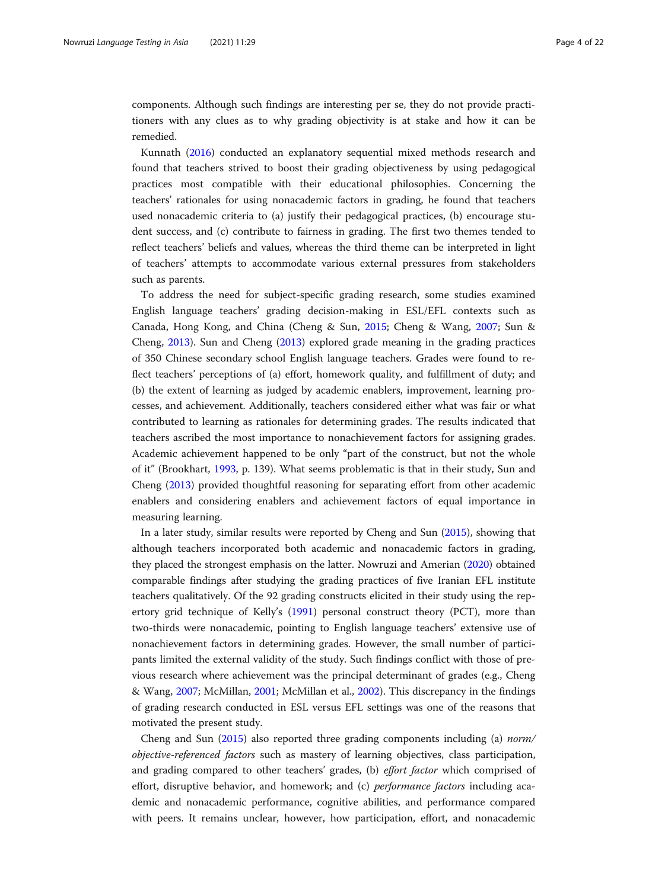components. Although such findings are interesting per se, they do not provide practitioners with any clues as to why grading objectivity is at stake and how it can be remedied.

Kunnath (2016) conducted an explanatory sequential mixed methods research and found that teachers strived to boost their grading objectiveness by using pedagogical practices most compatible with their educational philosophies. Concerning the teachers' rationales for using nonacademic factors in grading, he found that teachers used nonacademic criteria to (a) justify their pedagogical practices, (b) encourage student success, and (c) contribute to fairness in grading. The first two themes tended to reflect teachers' beliefs and values, whereas the third theme can be interpreted in light of teachers' attempts to accommodate various external pressures from stakeholders such as parents.

To address the need for subject-specific grading research, some studies examined English language teachers' grading decision-making in ESL/EFL contexts such as Canada, Hong Kong, and China (Cheng & Sun, 2015; Cheng & Wang, 2007; Sun & Cheng, 2013). Sun and Cheng (2013) explored grade meaning in the grading practices of 350 Chinese secondary school English language teachers. Grades were found to reflect teachers' perceptions of (a) effort, homework quality, and fulfillment of duty; and (b) the extent of learning as judged by academic enablers, improvement, learning processes, and achievement. Additionally, teachers considered either what was fair or what contributed to learning as rationales for determining grades. The results indicated that teachers ascribed the most importance to nonachievement factors for assigning grades. Academic achievement happened to be only "part of the construct, but not the whole of it" (Brookhart, 1993, p. 139). What seems problematic is that in their study, Sun and Cheng (2013) provided thoughtful reasoning for separating effort from other academic enablers and considering enablers and achievement factors of equal importance in measuring learning.

In a later study, similar results were reported by Cheng and Sun (2015), showing that although teachers incorporated both academic and nonacademic factors in grading, they placed the strongest emphasis on the latter. Nowruzi and Amerian (2020) obtained comparable findings after studying the grading practices of five Iranian EFL institute teachers qualitatively. Of the 92 grading constructs elicited in their study using the repertory grid technique of Kelly's (1991) personal construct theory (PCT), more than two-thirds were nonacademic, pointing to English language teachers' extensive use of nonachievement factors in determining grades. However, the small number of participants limited the external validity of the study. Such findings conflict with those of previous research where achievement was the principal determinant of grades (e.g., Cheng & Wang, 2007; McMillan, 2001; McMillan et al., 2002). This discrepancy in the findings of grading research conducted in ESL versus EFL settings was one of the reasons that motivated the present study.

Cheng and Sun (2015) also reported three grading components including (a) *norm/objective-referenced factors* such as mastery of learning objectives, class participation, and grading compared to other teachers' grades, (b) *effort factor* which comprised of effort, disruptive behavior, and homework; and (c) *performance factors* including academic and nonacademic performance, cognitive abilities, and performance compared with peers. It remains unclear, however, how participation, effort, and nonacademic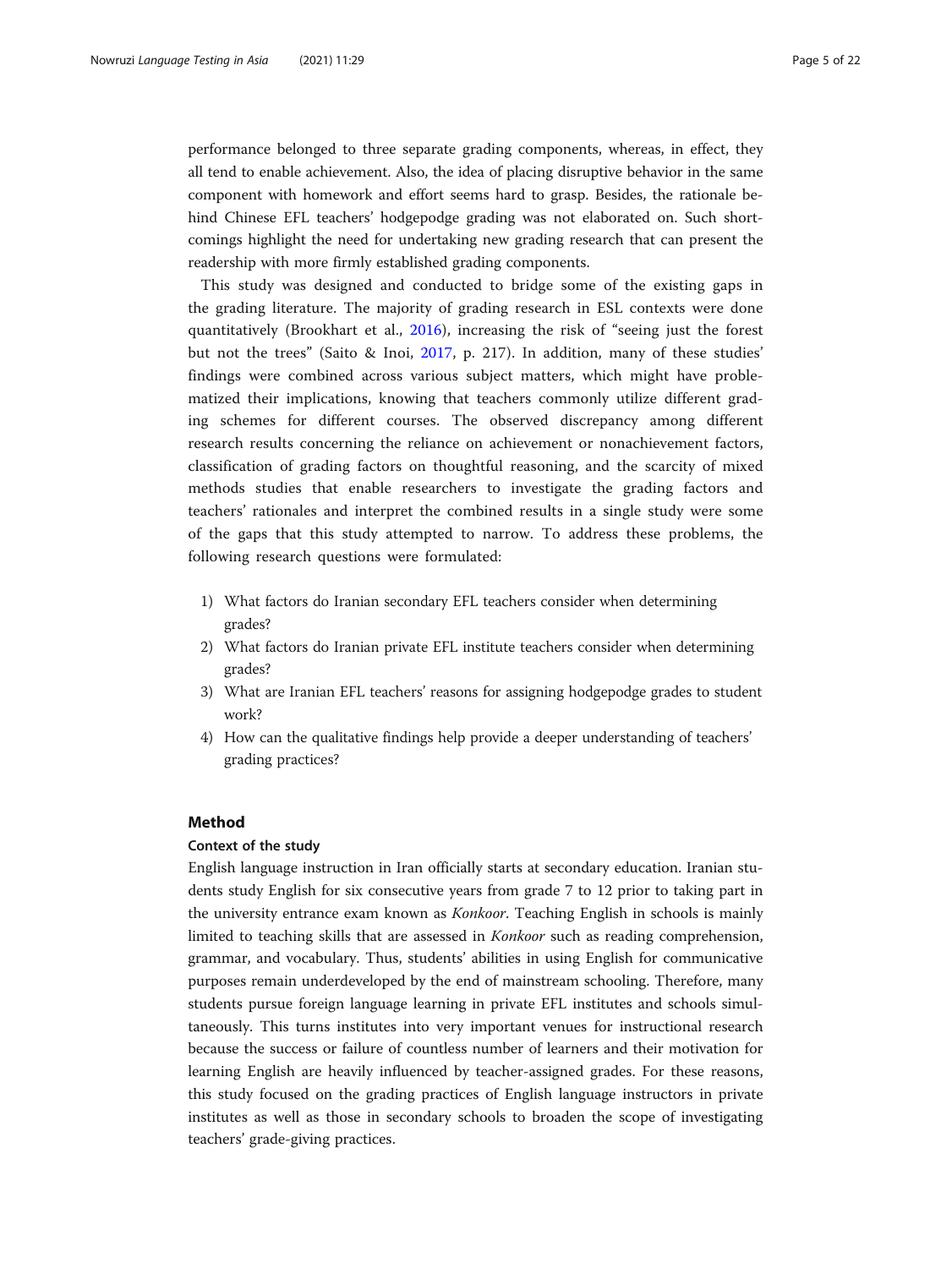performance belonged to three separate grading components, whereas, in effect, they all tend to enable achievement. Also, the idea of placing disruptive behavior in the same component with homework and effort seems hard to grasp. Besides, the rationale behind Chinese EFL teachers' hodgepodge grading was not elaborated on. Such shortcomings highlight the need for undertaking new grading research that can present the readership with more firmly established grading components.

This study was designed and conducted to bridge some of the existing gaps in the grading literature. The majority of grading research in ESL contexts were done quantitatively (Brookhart et al., 2016), increasing the risk of "seeing just the forest but not the trees" (Saito & Inoi, 2017, p. 217). In addition, many of these studies' findings were combined across various subject matters, which might have problematized their implications, knowing that teachers commonly utilize different grading schemes for different courses. The observed discrepancy among different research results concerning the reliance on achievement or nonachievement factors, classification of grading factors on thoughtful reasoning, and the scarcity of mixed methods studies that enable researchers to investigate the grading factors and teachers' rationales and interpret the combined results in a single study were some of the gaps that this study attempted to narrow. To address these problems, the following research questions were formulated:

1) What factors do Iranian secondary EFL teachers consider when determining grades?
2) What factors do Iranian private EFL institute teachers consider when determining grades?
3) What are Iranian EFL teachers' reasons for assigning hodgepodge grades to student work?
4) How can the qualitative findings help provide a deeper understanding of teachers' grading practices?

## Method

### Context of the study

English language instruction in Iran officially starts at secondary education. Iranian students study English for six consecutive years from grade 7 to 12 prior to taking part in the university entrance exam known as *Konkoor*. Teaching English in schools is mainly limited to teaching skills that are assessed in *Konkoor* such as reading comprehension, grammar, and vocabulary. Thus, students' abilities in using English for communicative purposes remain underdeveloped by the end of mainstream schooling. Therefore, many students pursue foreign language learning in private EFL institutes and schools simultaneously. This turns institutes into very important venues for instructional research because the success or failure of countless number of learners and their motivation for learning English are heavily influenced by teacher-assigned grades. For these reasons, this study focused on the grading practices of English language instructors in private institutes as well as those in secondary schools to broaden the scope of investigating teachers' grade-giving practices.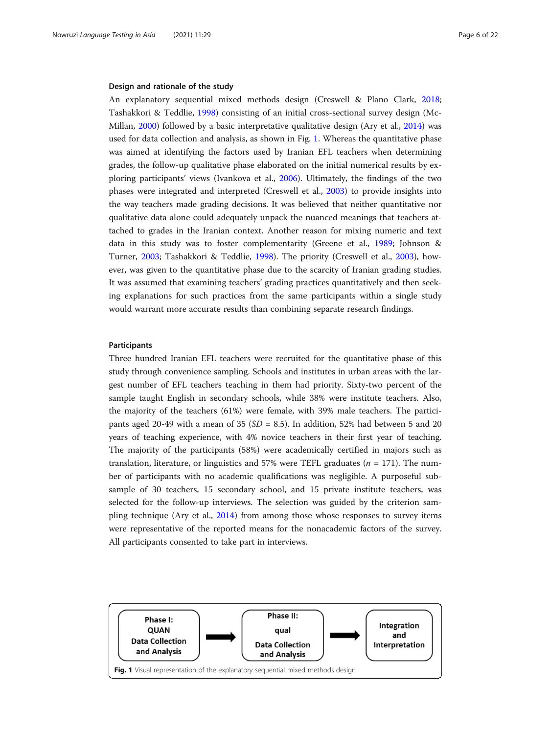### Design and rationale of the study

An explanatory sequential mixed methods design (Creswell & Plano Clark, 2018; Tashakkori & Teddlie, 1998) consisting of an initial cross-sectional survey design (McMillan, 2000) followed by a basic interpretative qualitative design (Ary et al., 2014) was used for data collection and analysis, as shown in Fig. 1. Whereas the quantitative phase was aimed at identifying the factors used by Iranian EFL teachers when determining grades, the follow-up qualitative phase elaborated on the initial numerical results by exploring participants' views (Ivankova et al., 2006). Ultimately, the findings of the two phases were integrated and interpreted (Creswell et al., 2003) to provide insights into the way teachers made grading decisions. It was believed that neither quantitative nor qualitative data alone could adequately unpack the nuanced meanings that teachers attached to grades in the Iranian context. Another reason for mixing numeric and text data in this study was to foster complementarity (Greene et al., 1989; Johnson & Turner, 2003; Tashakkori & Teddlie, 1998). The priority (Creswell et al., 2003), however, was given to the quantitative phase due to the scarcity of Iranian grading studies. It was assumed that examining teachers' grading practices quantitatively and then seeking explanations for such practices from the same participants within a single study would warrant more accurate results than combining separate research findings.

### Participants

Three hundred Iranian EFL teachers were recruited for the quantitative phase of this study through convenience sampling. Schools and institutes in urban areas with the largest number of EFL teachers teaching in them had priority. Sixty-two percent of the sample taught English in secondary schools, while 38% were institute teachers. Also, the majority of the teachers (61%) were female, with 39% male teachers. The participants aged 20-49 with a mean of 35 (*SD* = 8.5). In addition, 52% had between 5 and 20 years of teaching experience, with 4% novice teachers in their first year of teaching. The majority of the participants (58%) were academically certified in majors such as translation, literature, or linguistics and 57% were TEFL graduates (*n* = 171). The number of participants with no academic qualifications was negligible. A purposeful subsample of 30 teachers, 15 secondary school, and 15 private institute teachers, was selected for the follow-up interviews. The selection was guided by the criterion sampling technique (Ary et al., 2014) from among those whose responses to survey items were representative of the reported means for the nonacademic factors of the survey. All participants consented to take part in interviews.

Phase I: QUAN Data Collection and Analysis → Phase II: qual Data Collection and Analysis → Integration and Interpretation

**Fig. 1** Visual representation of the explanatory sequential mixed methods design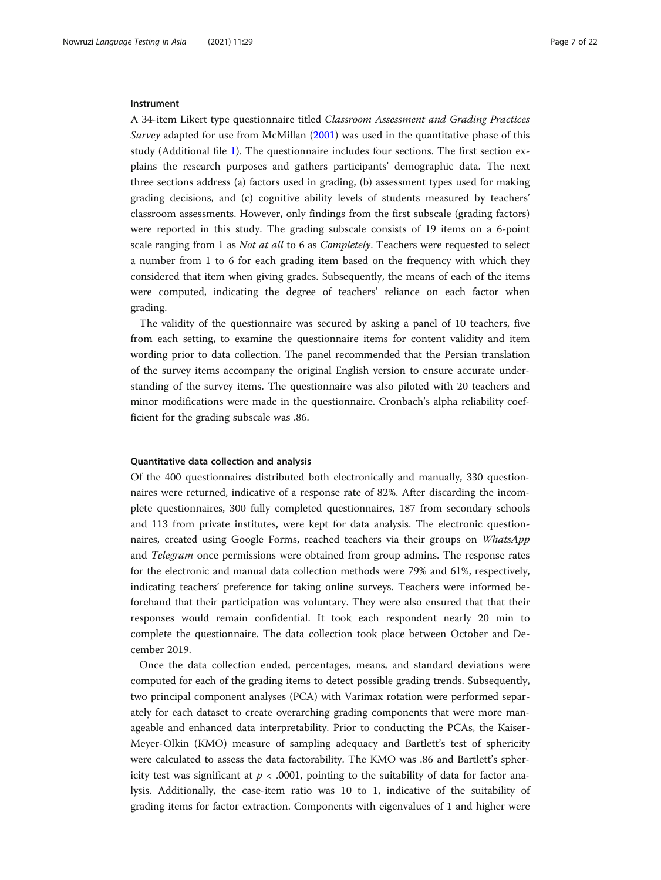#### Instrument

A 34-item Likert type questionnaire titled *Classroom Assessment and Grading Practices Survey* adapted for use from McMillan (2001) was used in the quantitative phase of this study (Additional file 1). The questionnaire includes four sections. The first section explains the research purposes and gathers participants' demographic data. The next three sections address (a) factors used in grading, (b) assessment types used for making grading decisions, and (c) cognitive ability levels of students measured by teachers' classroom assessments. However, only findings from the first subscale (grading factors) were reported in this study. The grading subscale consists of 19 items on a 6-point scale ranging from 1 as *Not at all* to 6 as *Completely*. Teachers were requested to select a number from 1 to 6 for each grading item based on the frequency with which they considered that item when giving grades. Subsequently, the means of each of the items were computed, indicating the degree of teachers' reliance on each factor when grading.

The validity of the questionnaire was secured by asking a panel of 10 teachers, five from each setting, to examine the questionnaire items for content validity and item wording prior to data collection. The panel recommended that the Persian translation of the survey items accompany the original English version to ensure accurate understanding of the survey items. The questionnaire was also piloted with 20 teachers and minor modifications were made in the questionnaire. Cronbach's alpha reliability coefficient for the grading subscale was .86.

#### Quantitative data collection and analysis

Of the 400 questionnaires distributed both electronically and manually, 330 questionnaires were returned, indicative of a response rate of 82%. After discarding the incomplete questionnaires, 300 fully completed questionnaires, 187 from secondary schools and 113 from private institutes, were kept for data analysis. The electronic questionnaires, created using Google Forms, reached teachers via their groups on *WhatsApp* and *Telegram* once permissions were obtained from group admins. The response rates for the electronic and manual data collection methods were 79% and 61%, respectively, indicating teachers' preference for taking online surveys. Teachers were informed beforehand that their participation was voluntary. They were also ensured that that their responses would remain confidential. It took each respondent nearly 20 min to complete the questionnaire. The data collection took place between October and December 2019.

Once the data collection ended, percentages, means, and standard deviations were computed for each of the grading items to detect possible grading trends. Subsequently, two principal component analyses (PCA) with Varimax rotation were performed separately for each dataset to create overarching grading components that were more manageable and enhanced data interpretability. Prior to conducting the PCAs, the Kaiser-Meyer-Olkin (KMO) measure of sampling adequacy and Bartlett's test of sphericity were calculated to assess the data factorability. The KMO was .86 and Bartlett's sphericity test was significant at $p < .0001$, pointing to the suitability of data for factor analysis. Additionally, the case-item ratio was 10 to 1, indicative of the suitability of grading items for factor extraction. Components with eigenvalues of 1 and higher were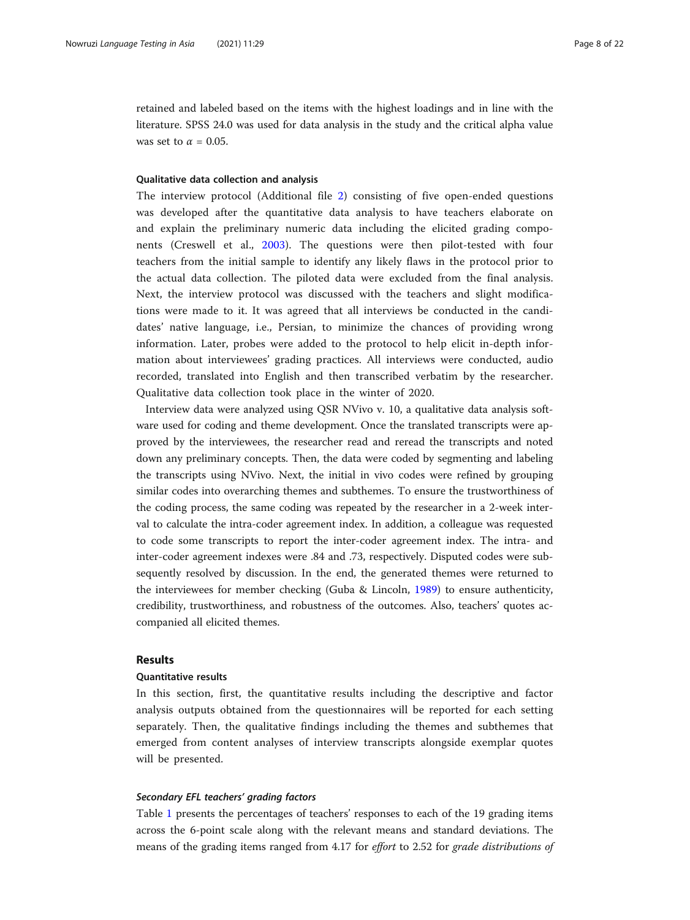retained and labeled based on the items with the highest loadings and in line with the literature. SPSS 24.0 was used for data analysis in the study and the critical alpha value was set to $\alpha = 0.05$.

### Qualitative data collection and analysis

The interview protocol (Additional file 2) consisting of five open-ended questions was developed after the quantitative data analysis to have teachers elaborate on and explain the preliminary numeric data including the elicited grading components (Creswell et al., 2003). The questions were then pilot-tested with four teachers from the initial sample to identify any likely flaws in the protocol prior to the actual data collection. The piloted data were excluded from the final analysis. Next, the interview protocol was discussed with the teachers and slight modifications were made to it. It was agreed that all interviews be conducted in the candidates' native language, i.e., Persian, to minimize the chances of providing wrong information. Later, probes were added to the protocol to help elicit in-depth information about interviewees' grading practices. All interviews were conducted, audio recorded, translated into English and then transcribed verbatim by the researcher. Qualitative data collection took place in the winter of 2020.

Interview data were analyzed using QSR NVivo v. 10, a qualitative data analysis software used for coding and theme development. Once the translated transcripts were approved by the interviewees, the researcher read and reread the transcripts and noted down any preliminary concepts. Then, the data were coded by segmenting and labeling the transcripts using NVivo. Next, the initial in vivo codes were refined by grouping similar codes into overarching themes and subthemes. To ensure the trustworthiness of the coding process, the same coding was repeated by the researcher in a 2-week interval to calculate the intra-coder agreement index. In addition, a colleague was requested to code some transcripts to report the inter-coder agreement index. The intra- and inter-coder agreement indexes were .84 and .73, respectively. Disputed codes were subsequently resolved by discussion. In the end, the generated themes were returned to the interviewees for member checking (Guba & Lincoln, 1989) to ensure authenticity, credibility, trustworthiness, and robustness of the outcomes. Also, teachers' quotes accompanied all elicited themes.

## Results

### Quantitative results

In this section, first, the quantitative results including the descriptive and factor analysis outputs obtained from the questionnaires will be reported for each setting separately. Then, the qualitative findings including the themes and subthemes that emerged from content analyses of interview transcripts alongside exemplar quotes will be presented.

#### *Secondary EFL teachers' grading factors*

Table 1 presents the percentages of teachers' responses to each of the 19 grading items across the 6-point scale along with the relevant means and standard deviations. The means of the grading items ranged from 4.17 for *effort* to 2.52 for *grade distributions of*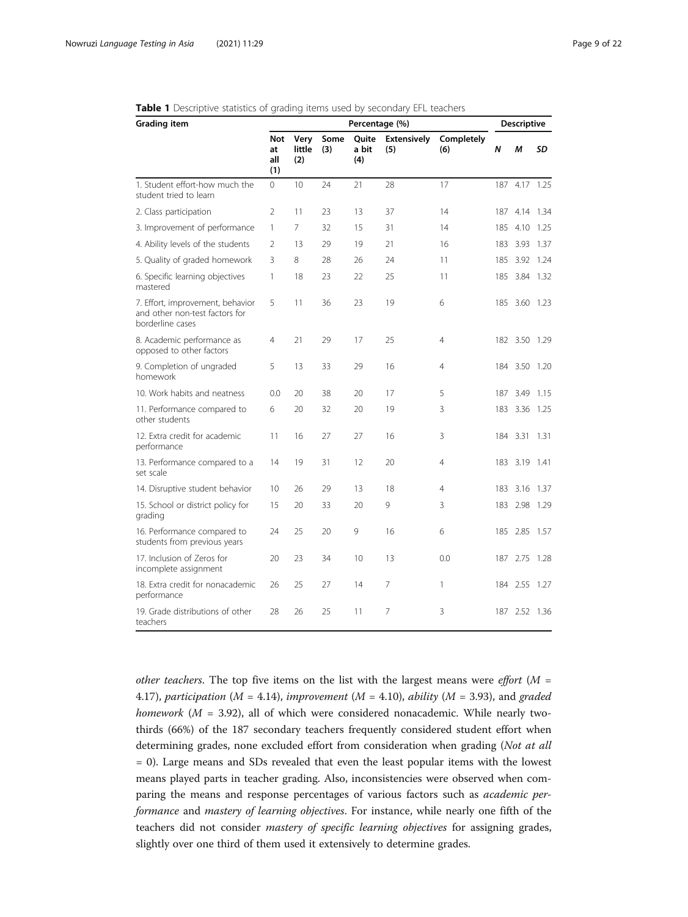**Table 1** Descriptive statistics of grading items used by secondary EFL teachers

| Grading item | Percentage (%) | | | | | | Descriptive | | |
|---|---|---|---|---|---|---|---|---|---|
| | Not at all (1) | Very little (2) | Some (3) | Quite a bit (4) | Extensively (5) | Completely (6) | *N* | *M* | *SD* |
| 1. Student effort-how much the student tried to learn | 0 | 10 | 24 | 21 | 28 | 17 | 187 | 4.17 | 1.25 |
| 2. Class participation | 2 | 11 | 23 | 13 | 37 | 14 | 187 | 4.14 | 1.34 |
| 3. Improvement of performance | 1 | 7 | 32 | 15 | 31 | 14 | 185 | 4.10 | 1.25 |
| 4. Ability levels of the students | 2 | 13 | 29 | 19 | 21 | 16 | 183 | 3.93 | 1.37 |
| 5. Quality of graded homework | 3 | 8 | 28 | 26 | 24 | 11 | 185 | 3.92 | 1.24 |
| 6. Specific learning objectives mastered | 1 | 18 | 23 | 22 | 25 | 11 | 185 | 3.84 | 1.32 |
| 7. Effort, improvement, behavior and other non-test factors for borderline cases | 5 | 11 | 36 | 23 | 19 | 6 | 185 | 3.60 | 1.23 |
| 8. Academic performance as opposed to other factors | 4 | 21 | 29 | 17 | 25 | 4 | 182 | 3.50 | 1.29 |
| 9. Completion of ungraded homework | 5 | 13 | 33 | 29 | 16 | 4 | 184 | 3.50 | 1.20 |
| 10. Work habits and neatness | 0.0 | 20 | 38 | 20 | 17 | 5 | 187 | 3.49 | 1.15 |
| 11. Performance compared to other students | 6 | 20 | 32 | 20 | 19 | 3 | 183 | 3.36 | 1.25 |
| 12. Extra credit for academic performance | 11 | 16 | 27 | 27 | 16 | 3 | 184 | 3.31 | 1.31 |
| 13. Performance compared to a set scale | 14 | 19 | 31 | 12 | 20 | 4 | 183 | 3.19 | 1.41 |
| 14. Disruptive student behavior | 10 | 26 | 29 | 13 | 18 | 4 | 183 | 3.16 | 1.37 |
| 15. School or district policy for grading | 15 | 20 | 33 | 20 | 9 | 3 | 183 | 2.98 | 1.29 |
| 16. Performance compared to students from previous years | 24 | 25 | 20 | 9 | 16 | 6 | 185 | 2.85 | 1.57 |
| 17. Inclusion of Zeros for incomplete assignment | 20 | 23 | 34 | 10 | 13 | 0.0 | 187 | 2.75 | 1.28 |
| 18. Extra credit for nonacademic performance | 26 | 25 | 27 | 14 | 7 | 1 | 184 | 2.55 | 1.27 |
| 19. Grade distributions of other teachers | 28 | 26 | 25 | 11 | 7 | 3 | 187 | 2.52 | 1.36 |

*other teachers*. The top five items on the list with the largest means were *effort* ($M$ = 4.17), *participation* ($M$ = 4.14), *improvement* ($M$ = 4.10), *ability* ($M$ = 3.93), and *graded homework* ($M$ = 3.92), all of which were considered nonacademic. While nearly two-thirds (66%) of the 187 secondary teachers frequently considered student effort when determining grades, none excluded effort from consideration when grading (*Not at all* = 0). Large means and SDs revealed that even the least popular items with the lowest means played parts in teacher grading. Also, inconsistencies were observed when comparing the means and response percentages of various factors such as *academic performance* and *mastery of learning objectives*. For instance, while nearly one fifth of the teachers did not consider *mastery of specific learning objectives* for assigning grades, slightly over one third of them used it extensively to determine grades.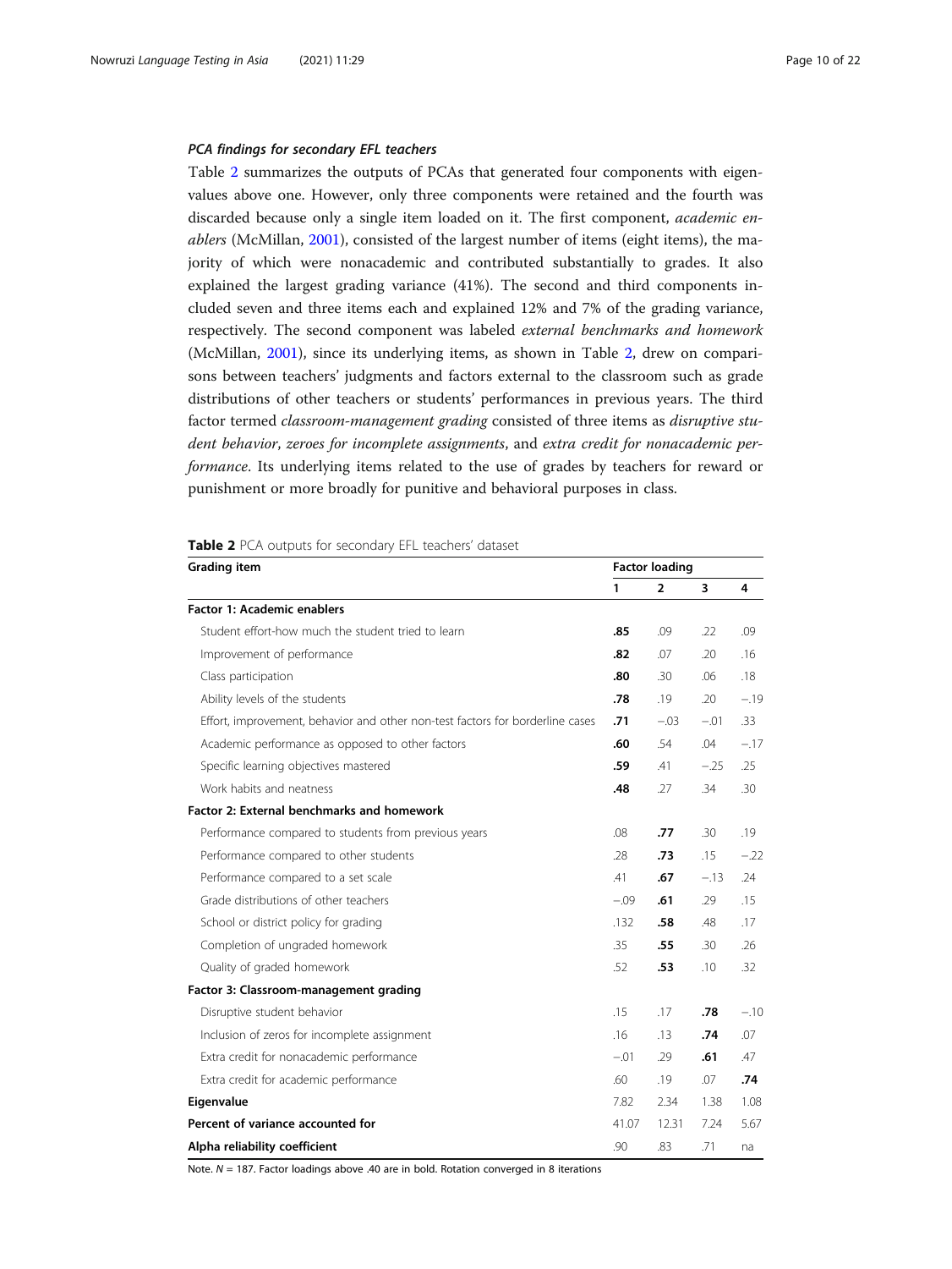### PCA findings for secondary EFL teachers

Table 2 summarizes the outputs of PCAs that generated four components with eigenvalues above one. However, only three components were retained and the fourth was discarded because only a single item loaded on it. The first component, *academic enablers* (McMillan, 2001), consisted of the largest number of items (eight items), the majority of which were nonacademic and contributed substantially to grades. It also explained the largest grading variance (41%). The second and third components included seven and three items each and explained 12% and 7% of the grading variance, respectively. The second component was labeled *external benchmarks and homework* (McMillan, 2001), since its underlying items, as shown in Table 2, drew on comparisons between teachers' judgments and factors external to the classroom such as grade distributions of other teachers or students' performances in previous years. The third factor termed *classroom-management grading* consisted of three items as *disruptive student behavior*, *zeroes for incomplete assignments*, and *extra credit for nonacademic performance*. Its underlying items related to the use of grades by teachers for reward or punishment or more broadly for punitive and behavioral purposes in class.

**Table 2** PCA outputs for secondary EFL teachers' dataset

| Grading item | Factor loading | | | |
|---|---|---|---|---|
| | 1 | 2 | 3 | 4 |
| **Factor 1: Academic enablers** | | | | |
| Student effort-how much the student tried to learn | **.85** | .09 | .22 | .09 |
| Improvement of performance | **.82** | .07 | .20 | .16 |
| Class participation | **.80** | .30 | .06 | .18 |
| Ability levels of the students | **.78** | .19 | .20 | −.19 |
| Effort, improvement, behavior and other non-test factors for borderline cases | **.71** | −.03 | −.01 | .33 |
| Academic performance as opposed to other factors | **.60** | .54 | .04 | −.17 |
| Specific learning objectives mastered | **.59** | .41 | −.25 | .25 |
| Work habits and neatness | **.48** | .27 | .34 | .30 |
| **Factor 2: External benchmarks and homework** | | | | |
| Performance compared to students from previous years | .08 | **.77** | .30 | .19 |
| Performance compared to other students | .28 | **.73** | .15 | −.22 |
| Performance compared to a set scale | .41 | **.67** | −.13 | .24 |
| Grade distributions of other teachers | −.09 | **.61** | .29 | .15 |
| School or district policy for grading | .132 | **.58** | .48 | .17 |
| Completion of ungraded homework | .35 | **.55** | .30 | .26 |
| Quality of graded homework | .52 | **.53** | .10 | .32 |
| **Factor 3: Classroom-management grading** | | | | |
| Disruptive student behavior | .15 | .17 | **.78** | −.10 |
| Inclusion of zeros for incomplete assignment | .16 | .13 | **.74** | .07 |
| Extra credit for nonacademic performance | −.01 | .29 | **.61** | .47 |
| Extra credit for academic performance | .60 | .19 | .07 | **.74** |
| **Eigenvalue** | 7.82 | 2.34 | 1.38 | 1.08 |
| **Percent of variance accounted for** | 41.07 | 12.31 | 7.24 | 5.67 |
| **Alpha reliability coefficient** | .90 | .83 | .71 | na |

Note. *N* = 187. Factor loadings above .40 are in bold. Rotation converged in 8 iterations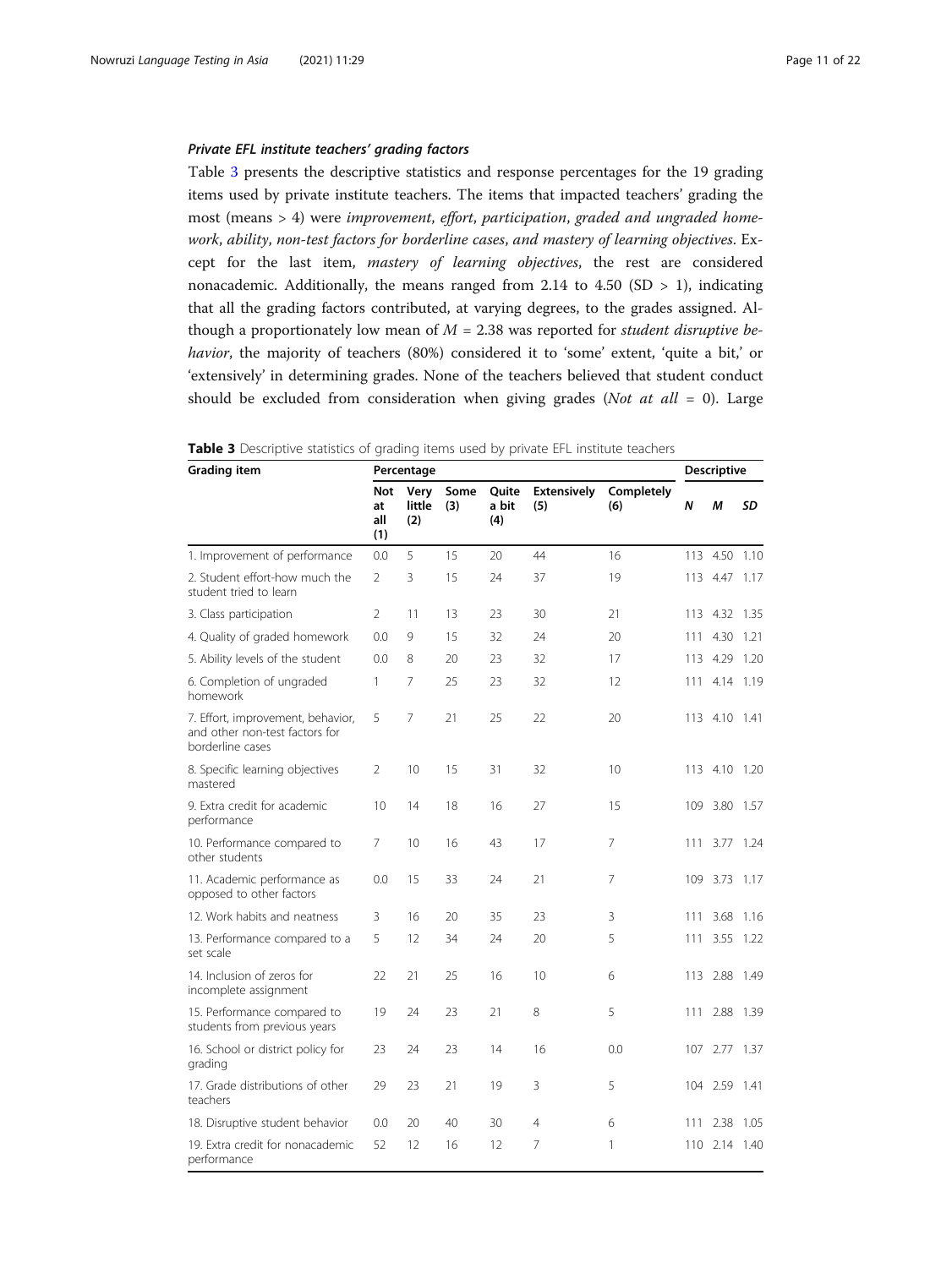### *Private EFL institute teachers' grading factors*

Table 3 presents the descriptive statistics and response percentages for the 19 grading items used by private institute teachers. The items that impacted teachers' grading the most (means > 4) were *improvement*, *effort*, *participation*, *graded and ungraded homework*, *ability*, *non-test factors for borderline cases*, *and mastery of learning objectives*. Except for the last item, *mastery of learning objectives*, the rest are considered nonacademic. Additionally, the means ranged from 2.14 to 4.50 (SD > 1), indicating that all the grading factors contributed, at varying degrees, to the grades assigned. Although a proportionately low mean of $M = 2.38$ was reported for *student disruptive behavior*, the majority of teachers (80%) considered it to 'some' extent, 'quite a bit,' or 'extensively' in determining grades. None of the teachers believed that student conduct should be excluded from consideration when giving grades (*Not at all* = 0). Large

**Table 3** Descriptive statistics of grading items used by private EFL institute teachers

| Grading item | Percentage | | | | | | Descriptive | | |
|---|---|---|---|---|---|---|---|---|---|
| | Not at all (1) | Very little (2) | Some (3) | Quite a bit (4) | Extensively (5) | Completely (6) | *N* | *M* | *SD* |
| 1. Improvement of performance | 0.0 | 5 | 15 | 20 | 44 | 16 | 113 | 4.50 | 1.10 |
| 2. Student effort-how much the student tried to learn | 2 | 3 | 15 | 24 | 37 | 19 | 113 | 4.47 | 1.17 |
| 3. Class participation | 2 | 11 | 13 | 23 | 30 | 21 | 113 | 4.32 | 1.35 |
| 4. Quality of graded homework | 0.0 | 9 | 15 | 32 | 24 | 20 | 111 | 4.30 | 1.21 |
| 5. Ability levels of the student | 0.0 | 8 | 20 | 23 | 32 | 17 | 113 | 4.29 | 1.20 |
| 6. Completion of ungraded homework | 1 | 7 | 25 | 23 | 32 | 12 | 111 | 4.14 | 1.19 |
| 7. Effort, improvement, behavior, and other non-test factors for borderline cases | 5 | 7 | 21 | 25 | 22 | 20 | 113 | 4.10 | 1.41 |
| 8. Specific learning objectives mastered | 2 | 10 | 15 | 31 | 32 | 10 | 113 | 4.10 | 1.20 |
| 9. Extra credit for academic performance | 10 | 14 | 18 | 16 | 27 | 15 | 109 | 3.80 | 1.57 |
| 10. Performance compared to other students | 7 | 10 | 16 | 43 | 17 | 7 | 111 | 3.77 | 1.24 |
| 11. Academic performance as opposed to other factors | 0.0 | 15 | 33 | 24 | 21 | 7 | 109 | 3.73 | 1.17 |
| 12. Work habits and neatness | 3 | 16 | 20 | 35 | 23 | 3 | 111 | 3.68 | 1.16 |
| 13. Performance compared to a set scale | 5 | 12 | 34 | 24 | 20 | 5 | 111 | 3.55 | 1.22 |
| 14. Inclusion of zeros for incomplete assignment | 22 | 21 | 25 | 16 | 10 | 6 | 113 | 2.88 | 1.49 |
| 15. Performance compared to students from previous years | 19 | 24 | 23 | 21 | 8 | 5 | 111 | 2.88 | 1.39 |
| 16. School or district policy for grading | 23 | 24 | 23 | 14 | 16 | 0.0 | 107 | 2.77 | 1.37 |
| 17. Grade distributions of other teachers | 29 | 23 | 21 | 19 | 3 | 5 | 104 | 2.59 | 1.41 |
| 18. Disruptive student behavior | 0.0 | 20 | 40 | 30 | 4 | 6 | 111 | 2.38 | 1.05 |
| 19. Extra credit for nonacademic performance | 52 | 12 | 16 | 12 | 7 | 1 | 110 | 2.14 | 1.40 |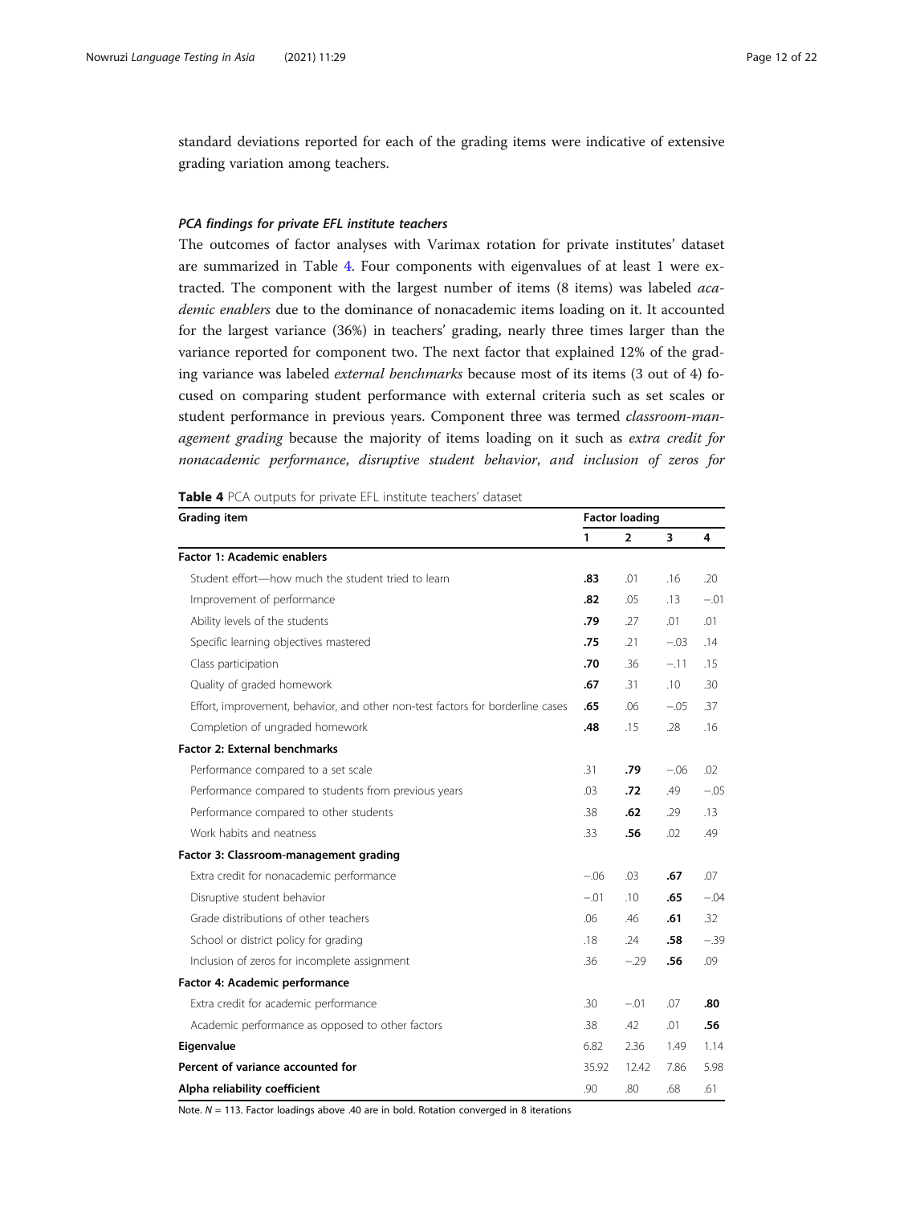standard deviations reported for each of the grading items were indicative of extensive grading variation among teachers.

### *PCA findings for private EFL institute teachers*

The outcomes of factor analyses with Varimax rotation for private institutes' dataset are summarized in Table 4. Four components with eigenvalues of at least 1 were extracted. The component with the largest number of items (8 items) was labeled *academic enablers* due to the dominance of nonacademic items loading on it. It accounted for the largest variance (36%) in teachers' grading, nearly three times larger than the variance reported for component two. The next factor that explained 12% of the grading variance was labeled *external benchmarks* because most of its items (3 out of 4) focused on comparing student performance with external criteria such as set scales or student performance in previous years. Component three was termed *classroom-management grading* because the majority of items loading on it such as *extra credit for nonacademic performance*, *disruptive student behavior*, and *inclusion of zeros for*

**Table 4** PCA outputs for private EFL institute teachers' dataset

| Grading item | Factor loading | | | |
|---|---|---|---|---|
| | 1 | 2 | 3 | 4 |
| **Factor 1: Academic enablers** | | | | |
| Student effort—how much the student tried to learn | **.83** | .01 | .16 | .20 |
| Improvement of performance | **.82** | .05 | .13 | −.01 |
| Ability levels of the students | **.79** | .27 | .01 | .01 |
| Specific learning objectives mastered | **.75** | .21 | −.03 | .14 |
| Class participation | **.70** | .36 | −.11 | .15 |
| Quality of graded homework | **.67** | .31 | .10 | .30 |
| Effort, improvement, behavior, and other non-test factors for borderline cases | **.65** | .06 | −.05 | .37 |
| Completion of ungraded homework | **.48** | .15 | .28 | .16 |
| **Factor 2: External benchmarks** | | | | |
| Performance compared to a set scale | .31 | **.79** | −.06 | .02 |
| Performance compared to students from previous years | .03 | **.72** | .49 | −.05 |
| Performance compared to other students | .38 | **.62** | .29 | .13 |
| Work habits and neatness | .33 | **.56** | .02 | .49 |
| **Factor 3: Classroom-management grading** | | | | |
| Extra credit for nonacademic performance | −.06 | .03 | **.67** | .07 |
| Disruptive student behavior | −.01 | .10 | **.65** | −.04 |
| Grade distributions of other teachers | .06 | .46 | **.61** | .32 |
| School or district policy for grading | .18 | .24 | **.58** | −.39 |
| Inclusion of zeros for incomplete assignment | .36 | −.29 | **.56** | .09 |
| **Factor 4: Academic performance** | | | | |
| Extra credit for academic performance | .30 | −.01 | .07 | **.80** |
| Academic performance as opposed to other factors | .38 | .42 | .01 | **.56** |
| **Eigenvalue** | 6.82 | 2.36 | 1.49 | 1.14 |
| **Percent of variance accounted for** | 35.92 | 12.42 | 7.86 | 5.98 |
| **Alpha reliability coefficient** | .90 | .80 | .68 | .61 |

Note. $N = 113$. Factor loadings above .40 are in bold. Rotation converged in 8 iterations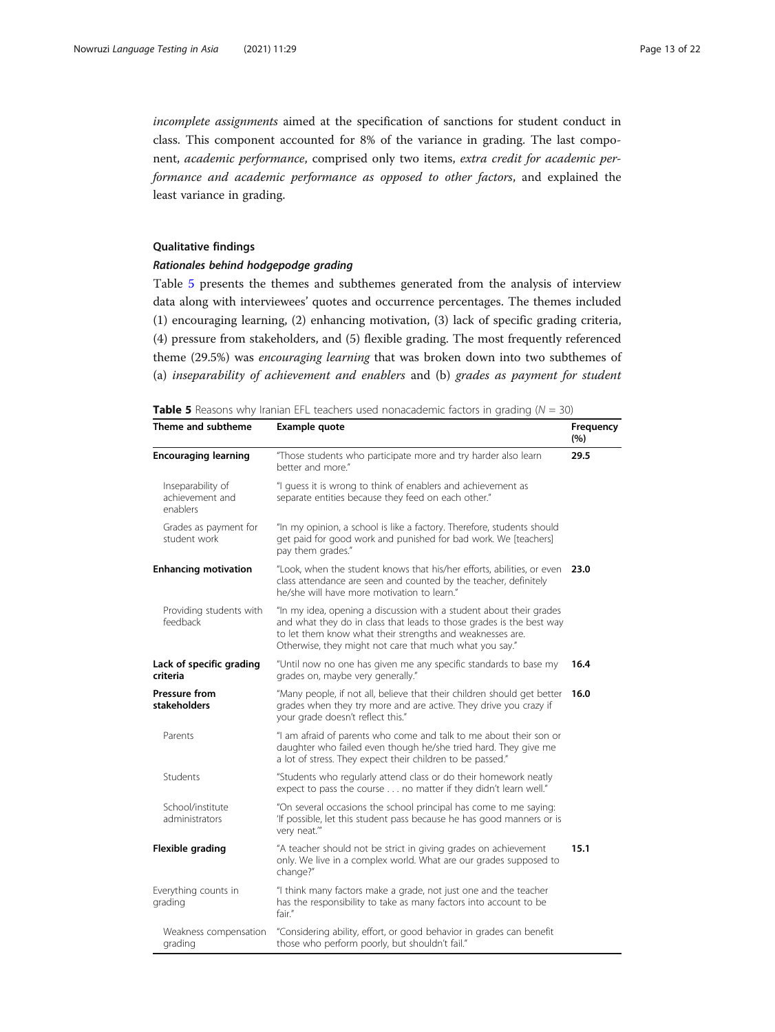*incomplete assignments* aimed at the specification of sanctions for student conduct in class. This component accounted for 8% of the variance in grading. The last component, *academic performance*, comprised only two items, *extra credit for academic performance and academic performance as opposed to other factors*, and explained the least variance in grading.

### Qualitative findings

#### *Rationales behind hodgepodge grading*

Table 5 presents the themes and subthemes generated from the analysis of interview data along with interviewees' quotes and occurrence percentages. The themes included (1) encouraging learning, (2) enhancing motivation, (3) lack of specific grading criteria, (4) pressure from stakeholders, and (5) flexible grading. The most frequently referenced theme (29.5%) was *encouraging learning* that was broken down into two subthemes of (a) *inseparability of achievement and enablers* and (b) *grades as payment for student*

**Table 5** Reasons why Iranian EFL teachers used nonacademic factors in grading ($N = 30$)

| Theme and subtheme | Example quote | Frequency (%) |
|---|---|---|
| **Encouraging learning** | "Those students who participate more and try harder also learn better and more." | **29.5** |
| Inseparability of achievement and enablers | "I guess it is wrong to think of enablers and achievement as separate entities because they feed on each other." | |
| Grades as payment for student work | "In my opinion, a school is like a factory. Therefore, students should get paid for good work and punished for bad work. We [teachers] pay them grades." | |
| **Enhancing motivation** | "Look, when the student knows that his/her efforts, abilities, or even class attendance are seen and counted by the teacher, definitely he/she will have more motivation to learn." | **23.0** |
| Providing students with feedback | "In my idea, opening a discussion with a student about their grades and what they do in class that leads to those grades is the best way to let them know what their strengths and weaknesses are. Otherwise, they might not care that much what you say." | |
| **Lack of specific grading criteria** | "Until now no one has given me any specific standards to base my grades on, maybe very generally." | **16.4** |
| **Pressure from stakeholders** | "Many people, if not all, believe that their children should get better grades when they try more and are active. They drive you crazy if your grade doesn't reflect this." | **16.0** |
| Parents | "I am afraid of parents who come and talk to me about their son or daughter who failed even though he/she tried hard. They give me a lot of stress. They expect their children to be passed." | |
| Students | "Students who regularly attend class or do their homework neatly expect to pass the course . . . no matter if they didn't learn well." | |
| School/institute administrators | "On several occasions the school principal has come to me saying: 'If possible, let this student pass because he has good manners or is very neat.'" | |
| **Flexible grading** | "A teacher should not be strict in giving grades on achievement only. We live in a complex world. What are our grades supposed to change?" | **15.1** |
| Everything counts in grading | "I think many factors make a grade, not just one and the teacher has the responsibility to take as many factors into account to be fair." | |
| Weakness compensation grading | "Considering ability, effort, or good behavior in grades can benefit those who perform poorly, but shouldn't fail." | |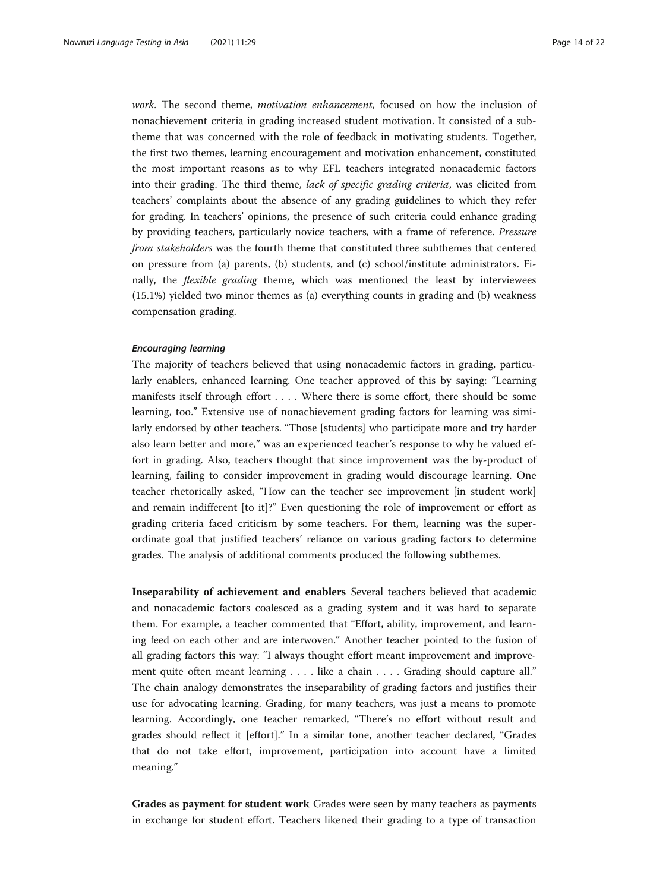*work*. The second theme, *motivation enhancement*, focused on how the inclusion of nonachievement criteria in grading increased student motivation. It consisted of a subtheme that was concerned with the role of feedback in motivating students. Together, the first two themes, learning encouragement and motivation enhancement, constituted the most important reasons as to why EFL teachers integrated nonacademic factors into their grading. The third theme, *lack of specific grading criteria*, was elicited from teachers' complaints about the absence of any grading guidelines to which they refer for grading. In teachers' opinions, the presence of such criteria could enhance grading by providing teachers, particularly novice teachers, with a frame of reference. *Pressure from stakeholders* was the fourth theme that constituted three subthemes that centered on pressure from (a) parents, (b) students, and (c) school/institute administrators. Finally, the *flexible grading* theme, which was mentioned the least by interviewees (15.1%) yielded two minor themes as (a) everything counts in grading and (b) weakness compensation grading.

#### *Encouraging learning*

The majority of teachers believed that using nonacademic factors in grading, particularly enablers, enhanced learning. One teacher approved of this by saying: "Learning manifests itself through effort . . . . Where there is some effort, there should be some learning, too." Extensive use of nonachievement grading factors for learning was similarly endorsed by other teachers. "Those [students] who participate more and try harder also learn better and more," was an experienced teacher's response to why he valued effort in grading. Also, teachers thought that since improvement was the by-product of learning, failing to consider improvement in grading would discourage learning. One teacher rhetorically asked, "How can the teacher see improvement [in student work] and remain indifferent [to it]?" Even questioning the role of improvement or effort as grading criteria faced criticism by some teachers. For them, learning was the superordinate goal that justified teachers' reliance on various grading factors to determine grades. The analysis of additional comments produced the following subthemes.

**Inseparability of achievement and enablers** Several teachers believed that academic and nonacademic factors coalesced as a grading system and it was hard to separate them. For example, a teacher commented that "Effort, ability, improvement, and learning feed on each other and are interwoven." Another teacher pointed to the fusion of all grading factors this way: "I always thought effort meant improvement and improvement quite often meant learning . . . . like a chain . . . . Grading should capture all." The chain analogy demonstrates the inseparability of grading factors and justifies their use for advocating learning. Grading, for many teachers, was just a means to promote learning. Accordingly, one teacher remarked, "There's no effort without result and grades should reflect it [effort]." In a similar tone, another teacher declared, "Grades that do not take effort, improvement, participation into account have a limited meaning."

**Grades as payment for student work** Grades were seen by many teachers as payments in exchange for student effort. Teachers likened their grading to a type of transaction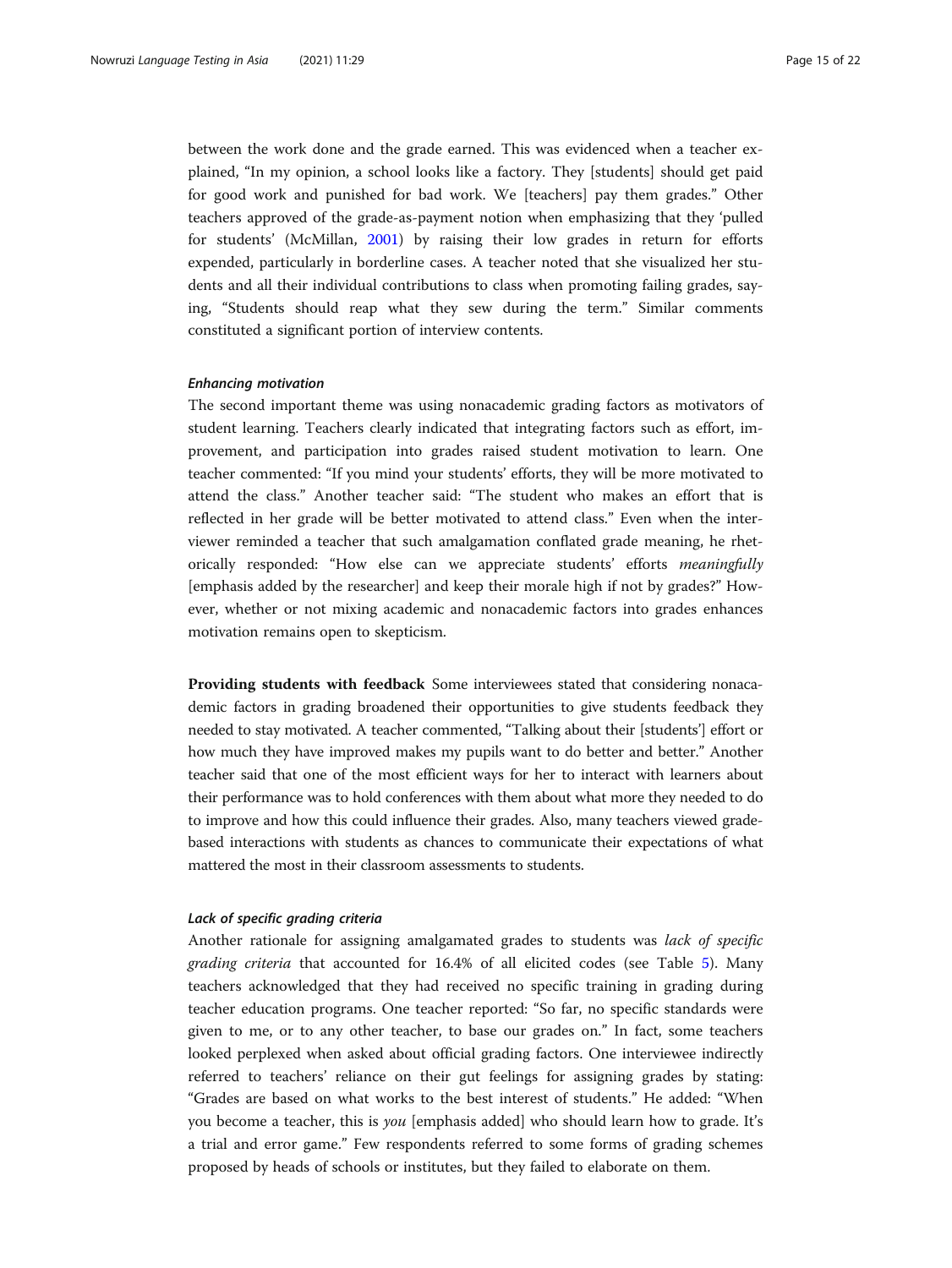between the work done and the grade earned. This was evidenced when a teacher explained, "In my opinion, a school looks like a factory. They [students] should get paid for good work and punished for bad work. We [teachers] pay them grades." Other teachers approved of the grade-as-payment notion when emphasizing that they 'pulled for students' (McMillan, 2001) by raising their low grades in return for efforts expended, particularly in borderline cases. A teacher noted that she visualized her students and all their individual contributions to class when promoting failing grades, saying, "Students should reap what they sew during the term." Similar comments constituted a significant portion of interview contents.

#### *Enhancing motivation*

The second important theme was using nonacademic grading factors as motivators of student learning. Teachers clearly indicated that integrating factors such as effort, improvement, and participation into grades raised student motivation to learn. One teacher commented: "If you mind your students' efforts, they will be more motivated to attend the class." Another teacher said: "The student who makes an effort that is reflected in her grade will be better motivated to attend class." Even when the interviewer reminded a teacher that such amalgamation conflated grade meaning, he rhetorically responded: "How else can we appreciate students' efforts *meaningfully* [emphasis added by the researcher] and keep their morale high if not by grades?" However, whether or not mixing academic and nonacademic factors into grades enhances motivation remains open to skepticism.

**Providing students with feedback** Some interviewees stated that considering nonacademic factors in grading broadened their opportunities to give students feedback they needed to stay motivated. A teacher commented, "Talking about their [students'] effort or how much they have improved makes my pupils want to do better and better." Another teacher said that one of the most efficient ways for her to interact with learners about their performance was to hold conferences with them about what more they needed to do to improve and how this could influence their grades. Also, many teachers viewed grade-based interactions with students as chances to communicate their expectations of what mattered the most in their classroom assessments to students.

#### *Lack of specific grading criteria*

Another rationale for assigning amalgamated grades to students was *lack of specific grading criteria* that accounted for 16.4% of all elicited codes (see Table 5). Many teachers acknowledged that they had received no specific training in grading during teacher education programs. One teacher reported: "So far, no specific standards were given to me, or to any other teacher, to base our grades on." In fact, some teachers looked perplexed when asked about official grading factors. One interviewee indirectly referred to teachers' reliance on their gut feelings for assigning grades by stating: "Grades are based on what works to the best interest of students." He added: "When you become a teacher, this is *you* [emphasis added] who should learn how to grade. It's a trial and error game." Few respondents referred to some forms of grading schemes proposed by heads of schools or institutes, but they failed to elaborate on them.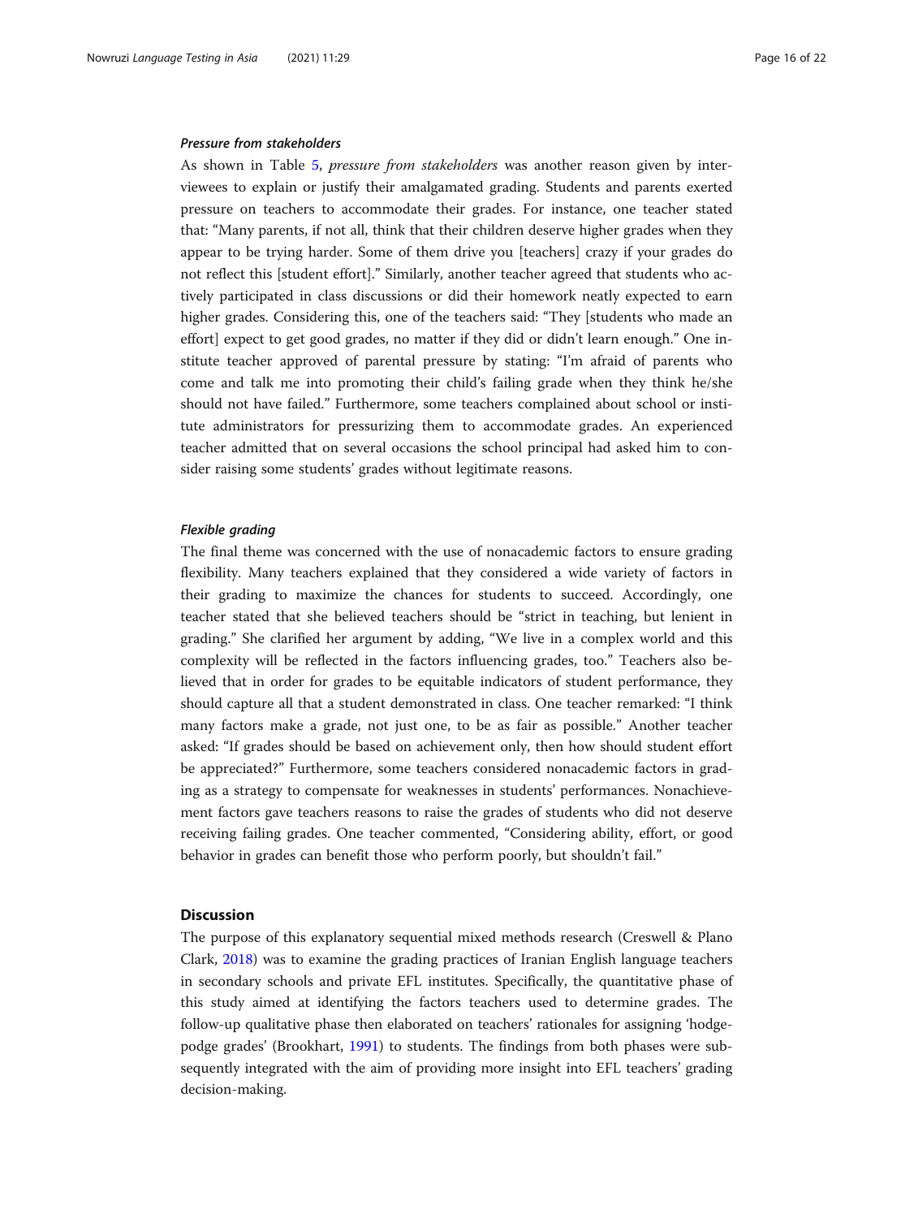#### *Pressure from stakeholders*

As shown in Table 5, *pressure from stakeholders* was another reason given by interviewees to explain or justify their amalgamated grading. Students and parents exerted pressure on teachers to accommodate their grades. For instance, one teacher stated that: "Many parents, if not all, think that their children deserve higher grades when they appear to be trying harder. Some of them drive you [teachers] crazy if your grades do not reflect this [student effort]." Similarly, another teacher agreed that students who actively participated in class discussions or did their homework neatly expected to earn higher grades. Considering this, one of the teachers said: "They [students who made an effort] expect to get good grades, no matter if they did or didn't learn enough." One institute teacher approved of parental pressure by stating: "I'm afraid of parents who come and talk me into promoting their child's failing grade when they think he/she should not have failed." Furthermore, some teachers complained about school or institute administrators for pressurizing them to accommodate grades. An experienced teacher admitted that on several occasions the school principal had asked him to consider raising some students' grades without legitimate reasons.

#### *Flexible grading*

The final theme was concerned with the use of nonacademic factors to ensure grading flexibility. Many teachers explained that they considered a wide variety of factors in their grading to maximize the chances for students to succeed. Accordingly, one teacher stated that she believed teachers should be "strict in teaching, but lenient in grading." She clarified her argument by adding, "We live in a complex world and this complexity will be reflected in the factors influencing grades, too." Teachers also believed that in order for grades to be equitable indicators of student performance, they should capture all that a student demonstrated in class. One teacher remarked: "I think many factors make a grade, not just one, to be as fair as possible." Another teacher asked: "If grades should be based on achievement only, then how should student effort be appreciated?" Furthermore, some teachers considered nonacademic factors in grading as a strategy to compensate for weaknesses in students' performances. Nonachievement factors gave teachers reasons to raise the grades of students who did not deserve receiving failing grades. One teacher commented, "Considering ability, effort, or good behavior in grades can benefit those who perform poorly, but shouldn't fail."

## Discussion

The purpose of this explanatory sequential mixed methods research (Creswell & Plano Clark, 2018) was to examine the grading practices of Iranian English language teachers in secondary schools and private EFL institutes. Specifically, the quantitative phase of this study aimed at identifying the factors teachers used to determine grades. The follow-up qualitative phase then elaborated on teachers' rationales for assigning 'hodgepodge grades' (Brookhart, 1991) to students. The findings from both phases were subsequently integrated with the aim of providing more insight into EFL teachers' grading decision-making.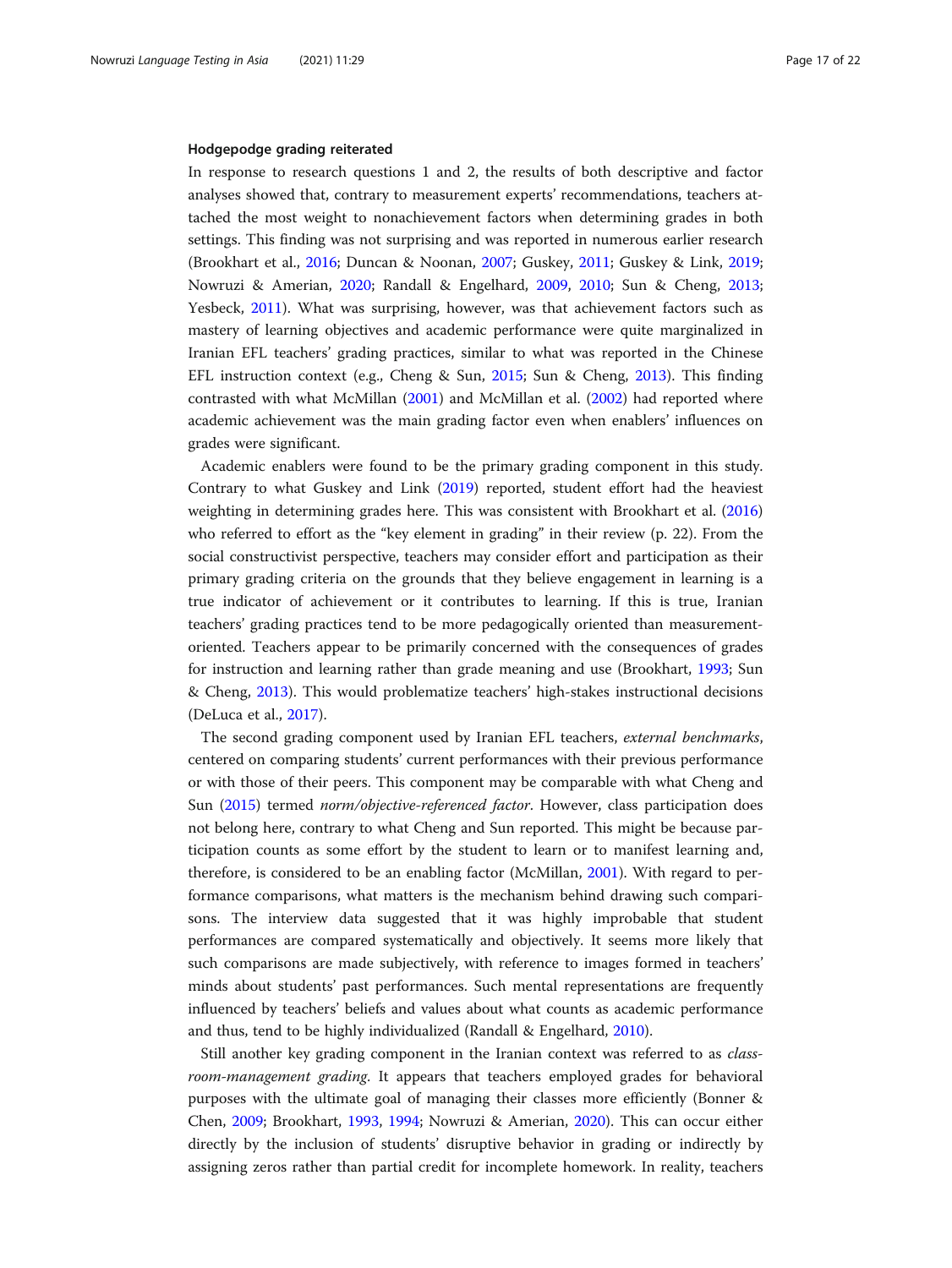### Hodgepodge grading reiterated

In response to research questions 1 and 2, the results of both descriptive and factor analyses showed that, contrary to measurement experts' recommendations, teachers attached the most weight to nonachievement factors when determining grades in both settings. This finding was not surprising and was reported in numerous earlier research (Brookhart et al., 2016; Duncan & Noonan, 2007; Guskey, 2011; Guskey & Link, 2019; Nowruzi & Amerian, 2020; Randall & Engelhard, 2009, 2010; Sun & Cheng, 2013; Yesbeck, 2011). What was surprising, however, was that achievement factors such as mastery of learning objectives and academic performance were quite marginalized in Iranian EFL teachers' grading practices, similar to what was reported in the Chinese EFL instruction context (e.g., Cheng & Sun, 2015; Sun & Cheng, 2013). This finding contrasted with what McMillan (2001) and McMillan et al. (2002) had reported where academic achievement was the main grading factor even when enablers' influences on grades were significant.

Academic enablers were found to be the primary grading component in this study. Contrary to what Guskey and Link (2019) reported, student effort had the heaviest weighting in determining grades here. This was consistent with Brookhart et al. (2016) who referred to effort as the "key element in grading" in their review (p. 22). From the social constructivist perspective, teachers may consider effort and participation as their primary grading criteria on the grounds that they believe engagement in learning is a true indicator of achievement or it contributes to learning. If this is true, Iranian teachers' grading practices tend to be more pedagogically oriented than measurement-oriented. Teachers appear to be primarily concerned with the consequences of grades for instruction and learning rather than grade meaning and use (Brookhart, 1993; Sun & Cheng, 2013). This would problematize teachers' high-stakes instructional decisions (DeLuca et al., 2017).

The second grading component used by Iranian EFL teachers, *external benchmarks*, centered on comparing students' current performances with their previous performance or with those of their peers. This component may be comparable with what Cheng and Sun (2015) termed *norm/objective-referenced factor*. However, class participation does not belong here, contrary to what Cheng and Sun reported. This might be because participation counts as some effort by the student to learn or to manifest learning and, therefore, is considered to be an enabling factor (McMillan, 2001). With regard to performance comparisons, what matters is the mechanism behind drawing such comparisons. The interview data suggested that it was highly improbable that student performances are compared systematically and objectively. It seems more likely that such comparisons are made subjectively, with reference to images formed in teachers' minds about students' past performances. Such mental representations are frequently influenced by teachers' beliefs and values about what counts as academic performance and thus, tend to be highly individualized (Randall & Engelhard, 2010).

Still another key grading component in the Iranian context was referred to as *classroom-management grading*. It appears that teachers employed grades for behavioral purposes with the ultimate goal of managing their classes more efficiently (Bonner & Chen, 2009; Brookhart, 1993, 1994; Nowruzi & Amerian, 2020). This can occur either directly by the inclusion of students' disruptive behavior in grading or indirectly by assigning zeros rather than partial credit for incomplete homework. In reality, teachers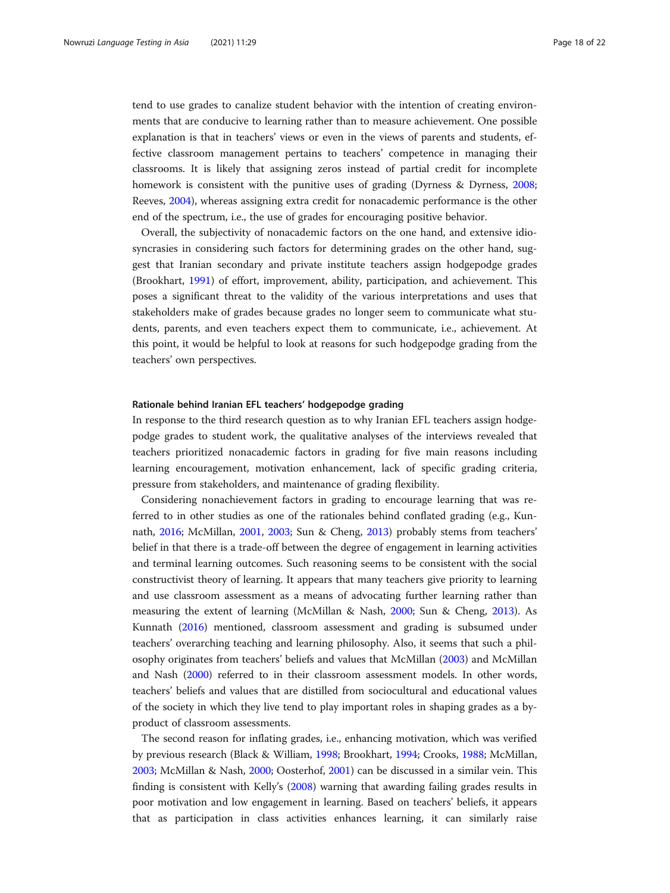tend to use grades to canalize student behavior with the intention of creating environments that are conducive to learning rather than to measure achievement. One possible explanation is that in teachers' views or even in the views of parents and students, effective classroom management pertains to teachers' competence in managing their classrooms. It is likely that assigning zeros instead of partial credit for incomplete homework is consistent with the punitive uses of grading (Dyrness & Dyrness, 2008; Reeves, 2004), whereas assigning extra credit for nonacademic performance is the other end of the spectrum, i.e., the use of grades for encouraging positive behavior.

Overall, the subjectivity of nonacademic factors on the one hand, and extensive idiosyncrasies in considering such factors for determining grades on the other hand, suggest that Iranian secondary and private institute teachers assign hodgepodge grades (Brookhart, 1991) of effort, improvement, ability, participation, and achievement. This poses a significant threat to the validity of the various interpretations and uses that stakeholders make of grades because grades no longer seem to communicate what students, parents, and even teachers expect them to communicate, i.e., achievement. At this point, it would be helpful to look at reasons for such hodgepodge grading from the teachers' own perspectives.

#### Rationale behind Iranian EFL teachers' hodgepodge grading

In response to the third research question as to why Iranian EFL teachers assign hodgepodge grades to student work, the qualitative analyses of the interviews revealed that teachers prioritized nonacademic factors in grading for five main reasons including learning encouragement, motivation enhancement, lack of specific grading criteria, pressure from stakeholders, and maintenance of grading flexibility.

Considering nonachievement factors in grading to encourage learning that was referred to in other studies as one of the rationales behind conflated grading (e.g., Kunnath, 2016; McMillan, 2001, 2003; Sun & Cheng, 2013) probably stems from teachers' belief in that there is a trade-off between the degree of engagement in learning activities and terminal learning outcomes. Such reasoning seems to be consistent with the social constructivist theory of learning. It appears that many teachers give priority to learning and use classroom assessment as a means of advocating further learning rather than measuring the extent of learning (McMillan & Nash, 2000; Sun & Cheng, 2013). As Kunnath (2016) mentioned, classroom assessment and grading is subsumed under teachers' overarching teaching and learning philosophy. Also, it seems that such a philosophy originates from teachers' beliefs and values that McMillan (2003) and McMillan and Nash (2000) referred to in their classroom assessment models. In other words, teachers' beliefs and values that are distilled from sociocultural and educational values of the society in which they live tend to play important roles in shaping grades as a by-product of classroom assessments.

The second reason for inflating grades, i.e., enhancing motivation, which was verified by previous research (Black & William, 1998; Brookhart, 1994; Crooks, 1988; McMillan, 2003; McMillan & Nash, 2000; Oosterhof, 2001) can be discussed in a similar vein. This finding is consistent with Kelly's (2008) warning that awarding failing grades results in poor motivation and low engagement in learning. Based on teachers' beliefs, it appears that as participation in class activities enhances learning, it can similarly raise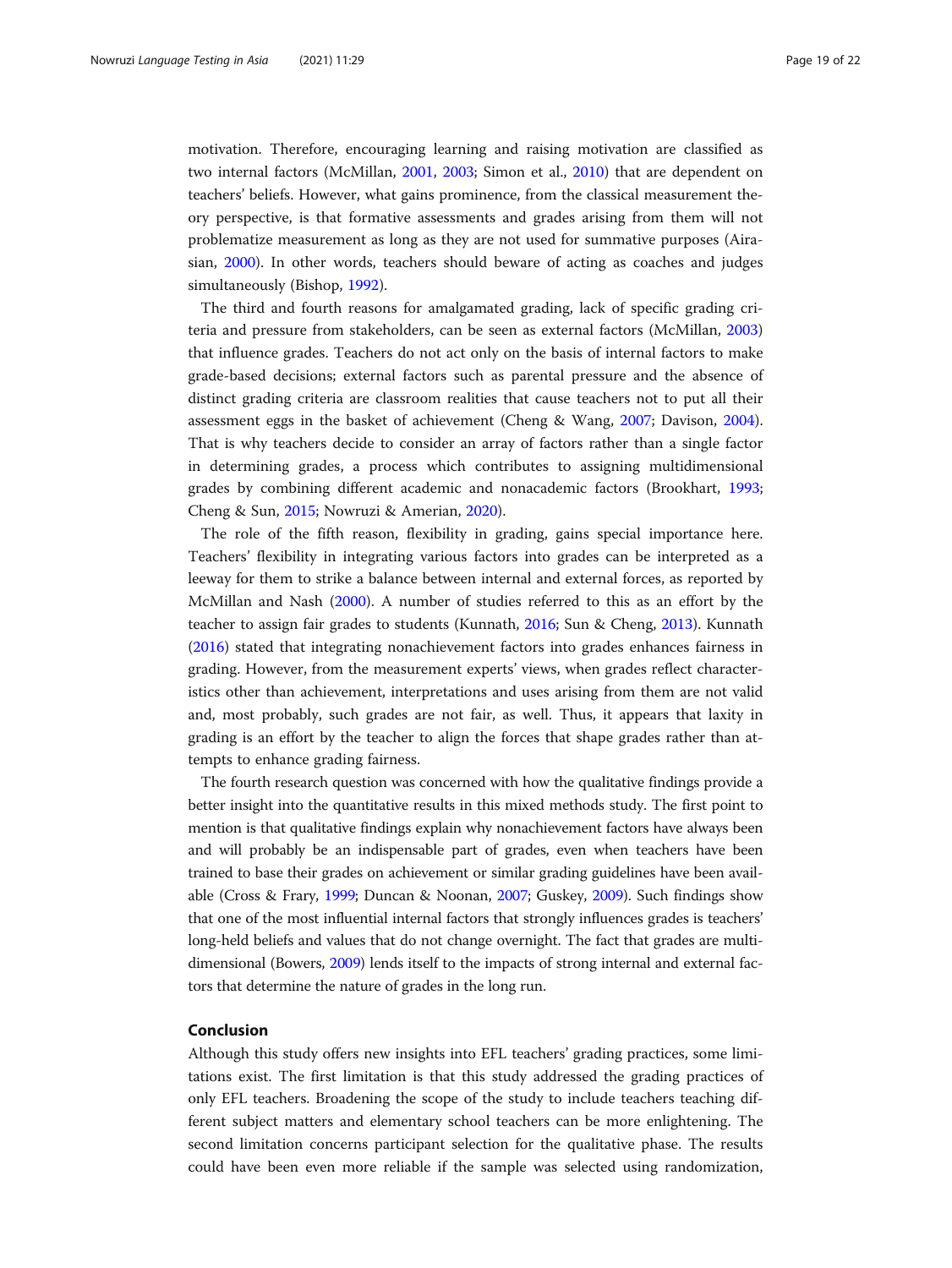motivation. Therefore, encouraging learning and raising motivation are classified as two internal factors (McMillan, 2001, 2003; Simon et al., 2010) that are dependent on teachers' beliefs. However, what gains prominence, from the classical measurement theory perspective, is that formative assessments and grades arising from them will not problematize measurement as long as they are not used for summative purposes (Airasian, 2000). In other words, teachers should beware of acting as coaches and judges simultaneously (Bishop, 1992).

The third and fourth reasons for amalgamated grading, lack of specific grading criteria and pressure from stakeholders, can be seen as external factors (McMillan, 2003) that influence grades. Teachers do not act only on the basis of internal factors to make grade-based decisions; external factors such as parental pressure and the absence of distinct grading criteria are classroom realities that cause teachers not to put all their assessment eggs in the basket of achievement (Cheng & Wang, 2007; Davison, 2004). That is why teachers decide to consider an array of factors rather than a single factor in determining grades, a process which contributes to assigning multidimensional grades by combining different academic and nonacademic factors (Brookhart, 1993; Cheng & Sun, 2015; Nowruzi & Amerian, 2020).

The role of the fifth reason, flexibility in grading, gains special importance here. Teachers' flexibility in integrating various factors into grades can be interpreted as a leeway for them to strike a balance between internal and external forces, as reported by McMillan and Nash (2000). A number of studies referred to this as an effort by the teacher to assign fair grades to students (Kunnath, 2016; Sun & Cheng, 2013). Kunnath (2016) stated that integrating nonachievement factors into grades enhances fairness in grading. However, from the measurement experts' views, when grades reflect characteristics other than achievement, interpretations and uses arising from them are not valid and, most probably, such grades are not fair, as well. Thus, it appears that laxity in grading is an effort by the teacher to align the forces that shape grades rather than attempts to enhance grading fairness.

The fourth research question was concerned with how the qualitative findings provide a better insight into the quantitative results in this mixed methods study. The first point to mention is that qualitative findings explain why nonachievement factors have always been and will probably be an indispensable part of grades, even when teachers have been trained to base their grades on achievement or similar grading guidelines have been available (Cross & Frary, 1999; Duncan & Noonan, 2007; Guskey, 2009). Such findings show that one of the most influential internal factors that strongly influences grades is teachers' long-held beliefs and values that do not change overnight. The fact that grades are multidimensional (Bowers, 2009) lends itself to the impacts of strong internal and external factors that determine the nature of grades in the long run.

## Conclusion

Although this study offers new insights into EFL teachers' grading practices, some limitations exist. The first limitation is that this study addressed the grading practices of only EFL teachers. Broadening the scope of the study to include teachers teaching different subject matters and elementary school teachers can be more enlightening. The second limitation concerns participant selection for the qualitative phase. The results could have been even more reliable if the sample was selected using randomization,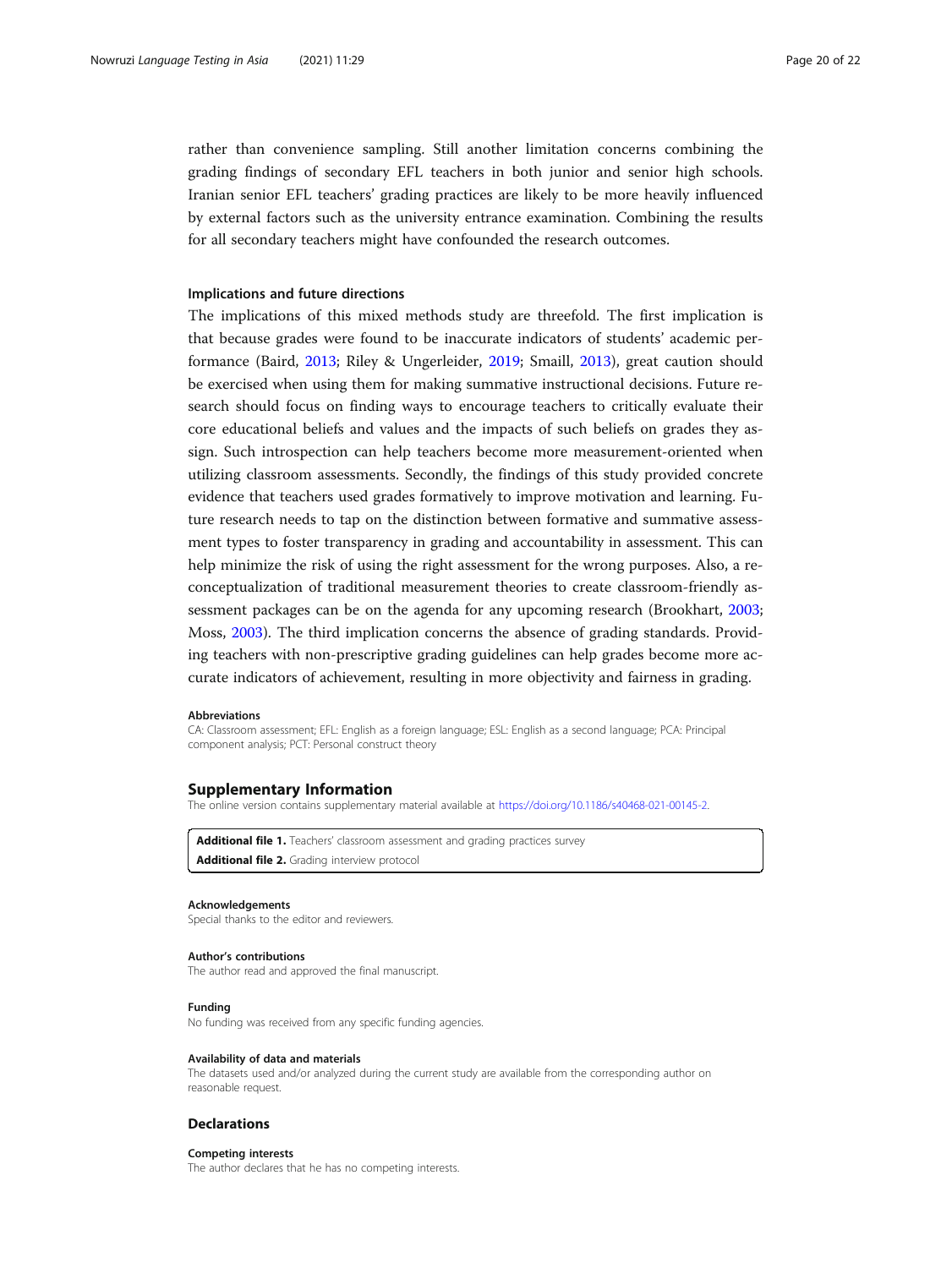rather than convenience sampling. Still another limitation concerns combining the grading findings of secondary EFL teachers in both junior and senior high schools. Iranian senior EFL teachers' grading practices are likely to be more heavily influenced by external factors such as the university entrance examination. Combining the results for all secondary teachers might have confounded the research outcomes.

### Implications and future directions

The implications of this mixed methods study are threefold. The first implication is that because grades were found to be inaccurate indicators of students' academic performance (Baird, 2013; Riley & Ungerleider, 2019; Smaill, 2013), great caution should be exercised when using them for making summative instructional decisions. Future research should focus on finding ways to encourage teachers to critically evaluate their core educational beliefs and values and the impacts of such beliefs on grades they assign. Such introspection can help teachers become more measurement-oriented when utilizing classroom assessments. Secondly, the findings of this study provided concrete evidence that teachers used grades formatively to improve motivation and learning. Future research needs to tap on the distinction between formative and summative assessment types to foster transparency in grading and accountability in assessment. This can help minimize the risk of using the right assessment for the wrong purposes. Also, a reconceptualization of traditional measurement theories to create classroom-friendly assessment packages can be on the agenda for any upcoming research (Brookhart, 2003; Moss, 2003). The third implication concerns the absence of grading standards. Providing teachers with non-prescriptive grading guidelines can help grades become more accurate indicators of achievement, resulting in more objectivity and fairness in grading.

#### Abbreviations

CA: Classroom assessment; EFL: English as a foreign language; ESL: English as a second language; PCA: Principal component analysis; PCT: Personal construct theory

## Supplementary Information

The online version contains supplementary material available at https://doi.org/10.1186/s40468-021-00145-2.

**Additional file 1.** Teachers' classroom assessment and grading practices survey
**Additional file 2.** Grading interview protocol

#### Acknowledgements

Special thanks to the editor and reviewers.

#### Author's contributions

The author read and approved the final manuscript.

#### Funding

No funding was received from any specific funding agencies.

#### Availability of data and materials

The datasets used and/or analyzed during the current study are available from the corresponding author on reasonable request.

### Declarations

#### Competing interests

The author declares that he has no competing interests.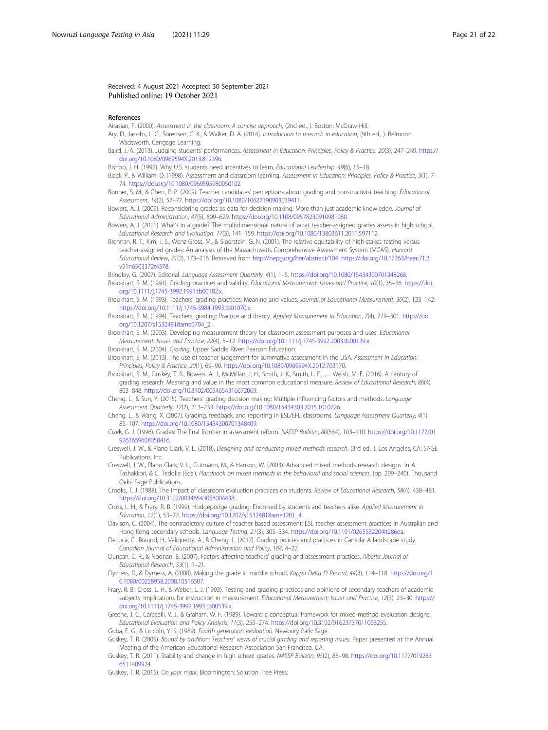Received: 4 August 2021 Accepted: 30 September 2021
Published online: 19 October 2021

## References

Airasian, P. (2000). *Assessment in the classroom: A concise approach*, (2nd ed., ). Boston: McGraw-Hill.

Ary, D., Jacobs, L. C., Sorensen, C. K., & Walker, D. A. (2014). *Introduction to research in education*, (9th ed., ). Belmont: Wadsworth, Cengage Learning.

Baird, J.-A. (2013). Judging students' performances. *Assessment in Education: Principles, Policy & Practice*, *20*(3), 247–249. https://doi.org/10.1080/0969594X.2013.812396.

Bishop, J. H. (1992). Why U.S. students need incentives to learn. *Educational Leadership*, *49*(6), 15–18.

Black, P., & William, D. (1998). Assessment and classroom learning. *Assessment in Education: Principles, Policy & Practice*, *5*(1), 7–74. https://doi.org/10.1080/0969595980050102.

Bonner, S. M., & Chen, P. P. (2009). Teacher candidates' perceptions about grading and constructivist teaching. *Educational Assessment*, *14*(2), 57–77. https://doi.org/10.1080/10627190903039411.

Bowers, A. J. (2009). Reconsidering grades as data for decision making: More than just academic knowledge. *Journal of Educational Administration*, *47*(5), 609–629. https://doi.org/10.1108/09578230910981080.

Bowers, A. J. (2011). What's in a grade? The multidimensional nature of what teacher-assigned grades assess in high school. *Educational Research and Evaluation*, *17*(3), 141–159. https://doi.org/10.1080/13803611.2011.597112.

Brennan, R. T., Kim, J. S., Wenz-Gross, M., & Siperstein, G. N. (2001). The relative equitability of high-stakes testing versus teacher-assigned grades: An analysis of the Massachusetts Comprehensive Assessment System (MCAS). *Harvard Educational Review*, *71*(2), 173–216. Retrieved from http://hepg.org/her/abstract/104. https://doi.org/10.17763/haer.71.2.v51n6503372t4578.

Brindley, G. (2007). Editorial. *Language Assessment Quarterly*, *4*(1), 1–5. https://doi.org/10.1080/15434300701348268.

Brookhart, S. M. (1991). Grading practices and validity. *Educational Measurement: Issues and Practice*, *10*(1), 35–36. https://doi.org/10.1111/j.1745-3992.1991.tb00182.x.

Brookhart, S. M. (1993). Teachers' grading practices: Meaning and values. *Journal of Educational Measurement*, *30*(2), 123–142. https://doi.org/10.1111/j.1745-3984.1993.tb01070.x.

Brookhart, S. M. (1994). Teachers' grading: Practice and theory. *Applied Measurement in Education*, *7*(4), 279–301. https://doi.org/10.1207/s15324818ame0704_2.

Brookhart, S. M. (2003). Developing measurement theory for classroom assessment purposes and uses. *Educational Measurement: Issues and Practice*, *22*(4), 5–12. https://doi.org/10.1111/j.1745-3992.2003.tb00139.x.

Brookhart, S. M. (2004). *Grading*. Upper Saddle River: Pearson Education.

Brookhart, S. M. (2013). The use of teacher judgement for summative assessment in the USA. *Assessment in Education: Principles, Policy & Practice*, *20*(1), 69–90. https://doi.org/10.1080/0969594X.2012.703170.

Brookhart, S. M., Guskey, T. R., Bowers, A. J., McMillan, J. H., Smith, J. K., Smith, L. F., … Welsh, M. E. (2016). A century of grading research: Meaning and value in the most common educational measure. *Review of Educational Research*, *86*(4), 803–848. https://doi.org/10.3102/0034654316672069.

Cheng, L., & Sun, Y. (2015). Teachers' grading decision making: Multiple influencing factors and methods. *Language Assessment Quarterly*, *12*(2), 213–233. https://doi.org/10.1080/15434303.2015.1010726.

Cheng, L., & Wang, X. (2007). Grading, feedback, and reporting in ESL/EFL classrooms. *Language Assessment Quarterly*, *4*(1), 85–107. https://doi.org/10.1080/15434300701348409.

Cizek, G. J. (1996). Grades: The final frontier in assessment reform. *NASSP Bulletin*, *80*(584), 103–110. https://doi.org/10.1177/019263659608058416.

Creswell, J. W., & Plano Clark, V. L. (2018). *Designing and conducting mixed methods research*, (3rd ed., ). Los Angeles, CA: SAGE Publications, Inc.

Creswell, J. W., Plano Clark, V. L., Gutmann, M., & Hanson, W. (2003). Advanced mixed methods research designs. In A. Tashakkori, & C. Teddlie (Eds.), *Handbook on mixed methods in the behavioral and social sciences*, (pp. 209–240). Thousand Oaks: Sage Publications.

Crooks, T. J. (1988). The impact of classroom evaluation practices on students. *Review of Educational Research*, *58*(4), 438–481. https://doi.org/10.3102/00346543058004438.

Cross, L. H., & Frary, R. B. (1999). Hodgepodge grading: Endorsed by students and teachers alike. *Applied Measurement in Education*, *12*(1), 53–72. https://doi.org/10.1207/s15324818ame1201_4.

Davison, C. (2004). The contradictory culture of teacher-based assessment: ESL teacher assessment practices in Australian and Hong Kong secondary schools. *Language Testing*, *21*(3), 305–334. https://doi.org/10.1191/0265532204lt286oa.

DeLuca, C., Braund, H., Valiquette, A., & Cheng, L. (2017). Grading policies and practices in Canada: A landscape study. *Canadian Journal of Educational Administration and Policy*, *184*, 4–22.

Duncan, C. R., & Noonan, B. (2007). Factors affecting teachers' grading and assessment practices. *Alberta Journal of Educational Research*, *53*(1), 1–21.

Dyrness, R., & Dyrness, A. (2008). Making the grade in middle school. *Kappa Delta Pi Record*, *44*(3), 114–118. https://doi.org/10.1080/00228958.2008.10516507.

Frary, R. B., Cross, L. H., & Weber, L. J. (1993). Testing and grading practices and opinions of secondary teachers of academic subjects: Implications for instruction in measurement. *Educational Measurement: Issues and Practice*, *12*(3), 23–30. https://doi.org/10.1111/j.1745-3992.1993.tb00539.x.

Greene, J. C., Caracelli, V. J., & Graham, W. F. (1989). Toward a conceptual framework for mixed-method evaluation designs. *Educational Evaluation and Policy Analysis*, *11*(3), 255–274. https://doi.org/10.3102/01623737011003255.

Guba, E. G., & Lincoln, Y. S. (1989). *Fourth generation evaluation*. Newbury Park: Sage.

Guskey, T. R. (2009). *Bound by tradition: Teachers' views of crucial grading and reporting issues.* Paper presented at the Annual Meeting of the American Educational Research Association San Francisco, CA.

Guskey, T. R. (2011). Stability and change in high school grades. *NASSP Bulletin*, *95*(2), 85–98. https://doi.org/10.1177/0192636511409924.

Guskey, T. R. (2015). *On your mark*. Bloomington: Solution Tree Press.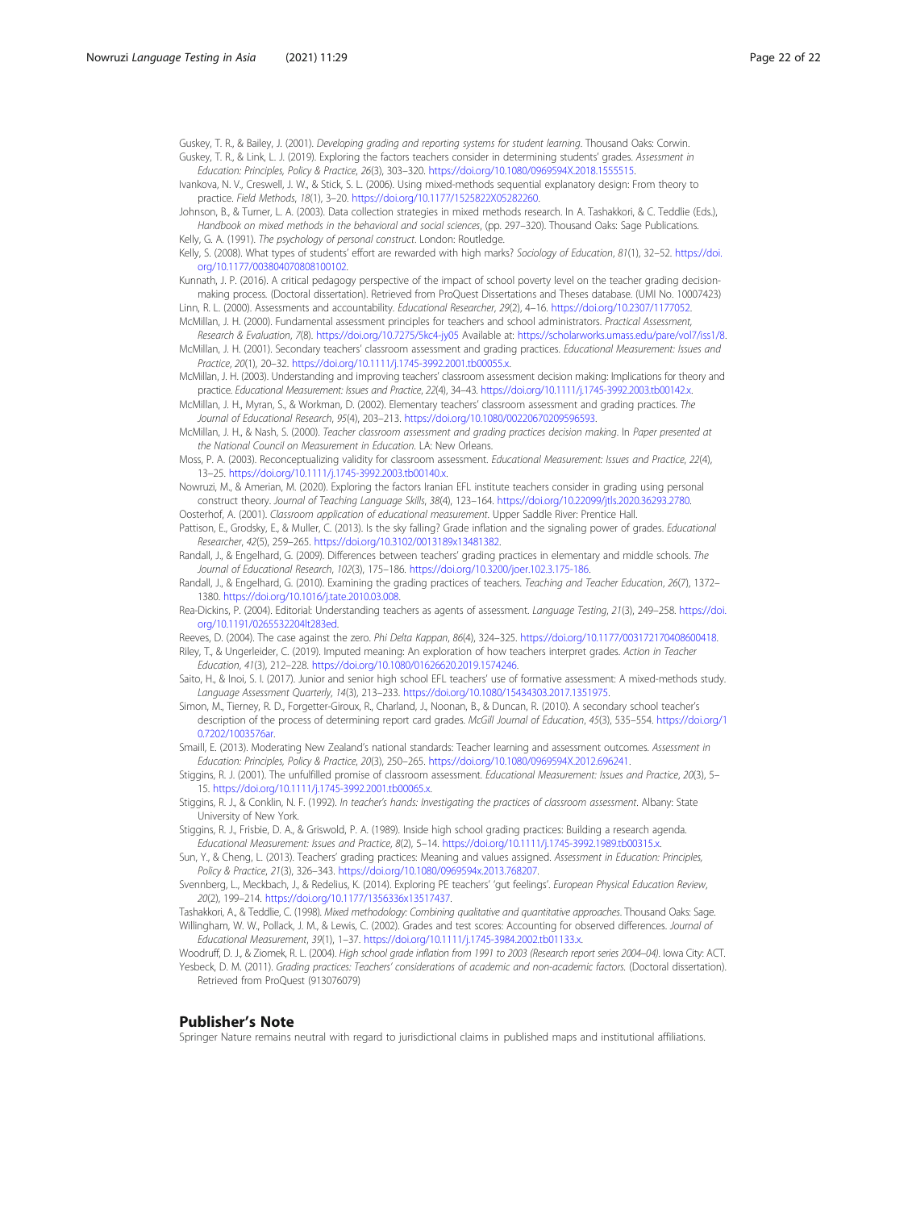Guskey, T. R., & Bailey, J. (2001). *Developing grading and reporting systems for student learning*. Thousand Oaks: Corwin.

Guskey, T. R., & Link, L. J. (2019). Exploring the factors teachers consider in determining students' grades. *Assessment in Education: Principles, Policy & Practice*, *26*(3), 303–320. https://doi.org/10.1080/0969594X.2018.1555515.

Ivankova, N. V., Creswell, J. W., & Stick, S. L. (2006). Using mixed-methods sequential explanatory design: From theory to practice. *Field Methods*, *18*(1), 3–20. https://doi.org/10.1177/1525822X05282260.

Johnson, B., & Turner, L. A. (2003). Data collection strategies in mixed methods research. In A. Tashakkori, & C. Teddlie (Eds.), *Handbook on mixed methods in the behavioral and social sciences*, (pp. 297–320). Thousand Oaks: Sage Publications.

Kelly, G. A. (1991). *The psychology of personal construct*. London: Routledge.

Kelly, S. (2008). What types of students' effort are rewarded with high marks? *Sociology of Education*, *81*(1), 32–52. https://doi.org/10.1177/003804070808100102.

Kunnath, J. P. (2016). A critical pedagogy perspective of the impact of school poverty level on the teacher grading decision-making process. (Doctoral dissertation). Retrieved from ProQuest Dissertations and Theses database. (UMI No. 10007423)

Linn, R. L. (2000). Assessments and accountability. *Educational Researcher*, *29*(2), 4–16. https://doi.org/10.2307/1177052.

McMillan, J. H. (2000). Fundamental assessment principles for teachers and school administrators. *Practical Assessment, Research & Evaluation*, *7*(8). https://doi.org/10.7275/5kc4-jy05 Available at: https://scholarworks.umass.edu/pare/vol7/iss1/8.

McMillan, J. H. (2001). Secondary teachers' classroom assessment and grading practices. *Educational Measurement: Issues and Practice*, *20*(1), 20–32. https://doi.org/10.1111/j.1745-3992.2001.tb00055.x.

McMillan, J. H. (2003). Understanding and improving teachers' classroom assessment decision making: Implications for theory and practice. *Educational Measurement: Issues and Practice*, *22*(4), 34–43. https://doi.org/10.1111/j.1745-3992.2003.tb00142.x.

McMillan, J. H., Myran, S., & Workman, D. (2002). Elementary teachers' classroom assessment and grading practices. *The Journal of Educational Research*, *95*(4), 203–213. https://doi.org/10.1080/00220670209596593.

McMillan, J. H., & Nash, S. (2000). *Teacher classroom assessment and grading practices decision making*. In *Paper presented at the National Council on Measurement in Education*. LA: New Orleans.

Moss, P. A. (2003). Reconceptualizing validity for classroom assessment. *Educational Measurement: Issues and Practice*, *22*(4), 13–25. https://doi.org/10.1111/j.1745-3992.2003.tb00140.x.

Nowruzi, M., & Amerian, M. (2020). Exploring the factors Iranian EFL institute teachers consider in grading using personal construct theory. *Journal of Teaching Language Skills*, *38*(4), 123–164. https://doi.org/10.22099/jtls.2020.36293.2780.

Oosterhof, A. (2001). *Classroom application of educational measurement*. Upper Saddle River: Prentice Hall.

Pattison, E., Grodsky, E., & Muller, C. (2013). Is the sky falling? Grade inflation and the signaling power of grades. *Educational Researcher*, *42*(5), 259–265. https://doi.org/10.3102/0013189x13481382.

Randall, J., & Engelhard, G. (2009). Differences between teachers' grading practices in elementary and middle schools. *The Journal of Educational Research*, *102*(3), 175–186. https://doi.org/10.3200/joer.102.3.175-186.

Randall, J., & Engelhard, G. (2010). Examining the grading practices of teachers. *Teaching and Teacher Education*, *26*(7), 1372–1380. https://doi.org/10.1016/j.tate.2010.03.008.

Rea-Dickins, P. (2004). Editorial: Understanding teachers as agents of assessment. *Language Testing*, *21*(3), 249–258. https://doi.org/10.1191/0265532204lt283ed.

Reeves, D. (2004). The case against the zero. *Phi Delta Kappan*, *86*(4), 324–325. https://doi.org/10.1177/003172170408600418.

Riley, T., & Ungerleider, C. (2019). Imputed meaning: An exploration of how teachers interpret grades. *Action in Teacher Education*, *41*(3), 212–228. https://doi.org/10.1080/01626620.2019.1574246.

Saito, H., & Inoi, S. I. (2017). Junior and senior high school EFL teachers' use of formative assessment: A mixed-methods study. *Language Assessment Quarterly*, *14*(3), 213–233. https://doi.org/10.1080/15434303.2017.1351975.

Simon, M., Tierney, R. D., Forgette-Giroux, R., Charland, J., Noonan, B., & Duncan, R. (2010). A secondary school teacher's description of the process of determining report card grades. *McGill Journal of Education*, *45*(3), 535–554. https://doi.org/10.7202/1003576ar.

Smaill, E. (2013). Moderating New Zealand's national standards: Teacher learning and assessment outcomes. *Assessment in Education: Principles, Policy & Practice*, *20*(3), 250–265. https://doi.org/10.1080/0969594X.2012.696241.

Stiggins, R. J. (2001). The unfulfilled promise of classroom assessment. *Educational Measurement: Issues and Practice*, *20*(3), 5–15. https://doi.org/10.1111/j.1745-3992.2001.tb00065.x.

Stiggins, R. J., & Conklin, N. F. (1992). *In teacher's hands: Investigating the practices of classroom assessment*. Albany: State University of New York.

Stiggins, R. J., Frisbie, D. A., & Griswold, P. A. (1989). Inside high school grading practices: Building a research agenda. *Educational Measurement: Issues and Practice*, *8*(2), 5–14. https://doi.org/10.1111/j.1745-3992.1989.tb00315.x.

Sun, Y., & Cheng, L. (2013). Teachers' grading practices: Meaning and values assigned. *Assessment in Education: Principles, Policy & Practice*, *21*(3), 326–343. https://doi.org/10.1080/0969594x.2013.768207.

Svennberg, L., Meckbach, J., & Redelius, K. (2014). Exploring PE teachers' 'gut feelings'. *European Physical Education Review*, *20*(2), 199–214. https://doi.org/10.1177/1356336x13517437.

Tashakkori, A., & Teddlie, C. (1998). *Mixed methodology: Combining qualitative and quantitative approaches*. Thousand Oaks: Sage.

Willingham, W. W., Pollack, J. M., & Lewis, C. (2002). Grades and test scores: Accounting for observed differences. *Journal of Educational Measurement*, *39*(1), 1–37. https://doi.org/10.1111/j.1745-3984.2002.tb01133.x.

Woodruff, D. J., & Ziomek, R. L. (2004). *High school grade inflation from 1991 to 2003 (Research report series 2004–04)*. Iowa City: ACT.

Yesbeck, D. M. (2011). *Grading practices: Teachers' considerations of academic and non-academic factors*. (Doctoral dissertation). Retrieved from ProQuest (913076079)

## Publisher's Note

Springer Nature remains neutral with regard to jurisdictional claims in published maps and institutional affiliations.